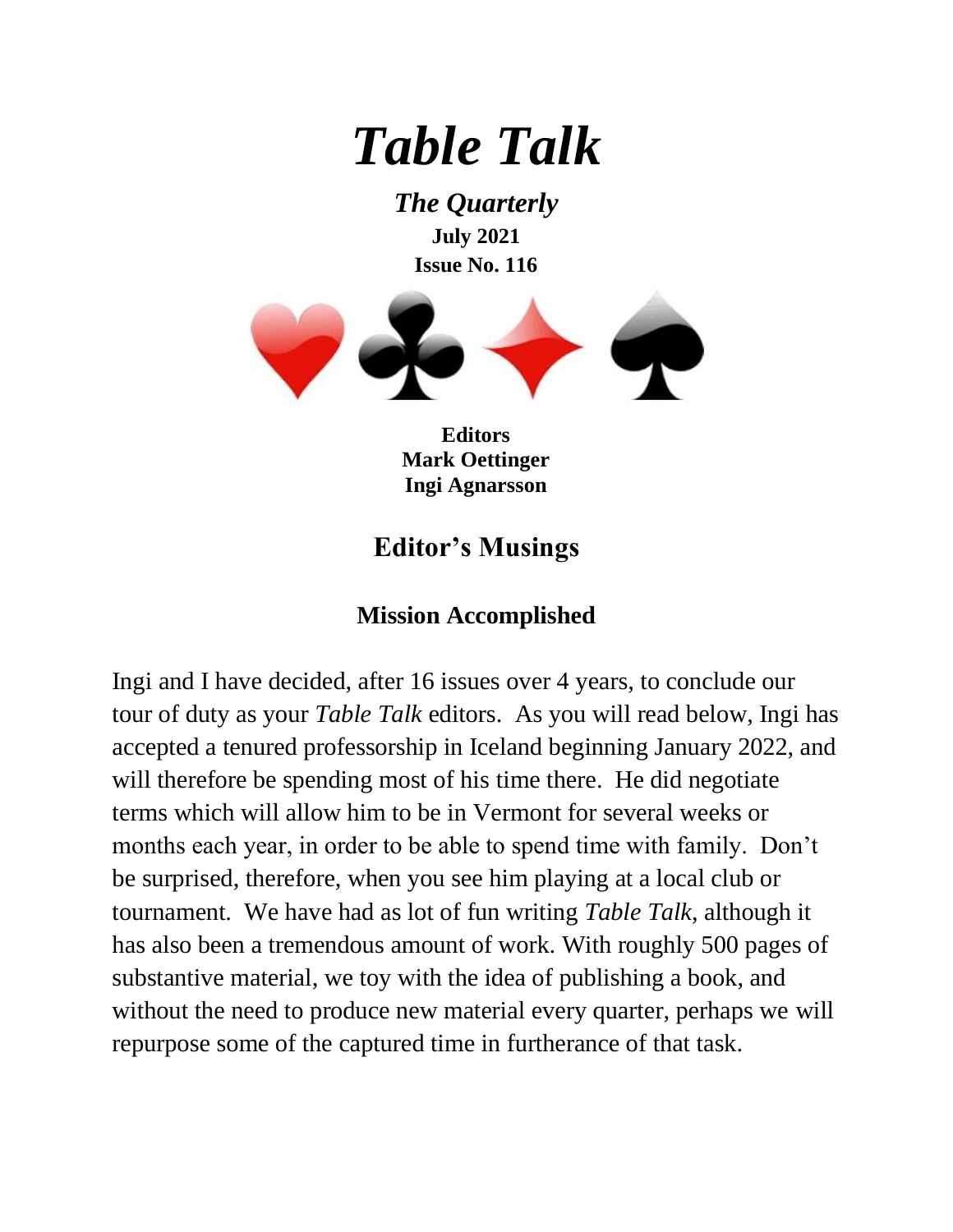# *Table Talk*

***The Quarterly***

**July 2021**

**Issue No. 116**

**Editors**
**Mark Oettinger**
**Ingi Agnarsson**

## Editor's Musings

### Mission Accomplished

Ingi and I have decided, after 16 issues over 4 years, to conclude our tour of duty as your *Table Talk* editors. As you will read below, Ingi has accepted a tenured professorship in Iceland beginning January 2022, and will therefore be spending most of his time there. He did negotiate terms which will allow him to be in Vermont for several weeks or months each year, in order to be able to spend time with family. Don't be surprised, therefore, when you see him playing at a local club or tournament. We have had as lot of fun writing *Table Talk*, although it has also been a tremendous amount of work. With roughly 500 pages of substantive material, we toy with the idea of publishing a book, and without the need to produce new material every quarter, perhaps we will repurpose some of the captured time in furtherance of that task.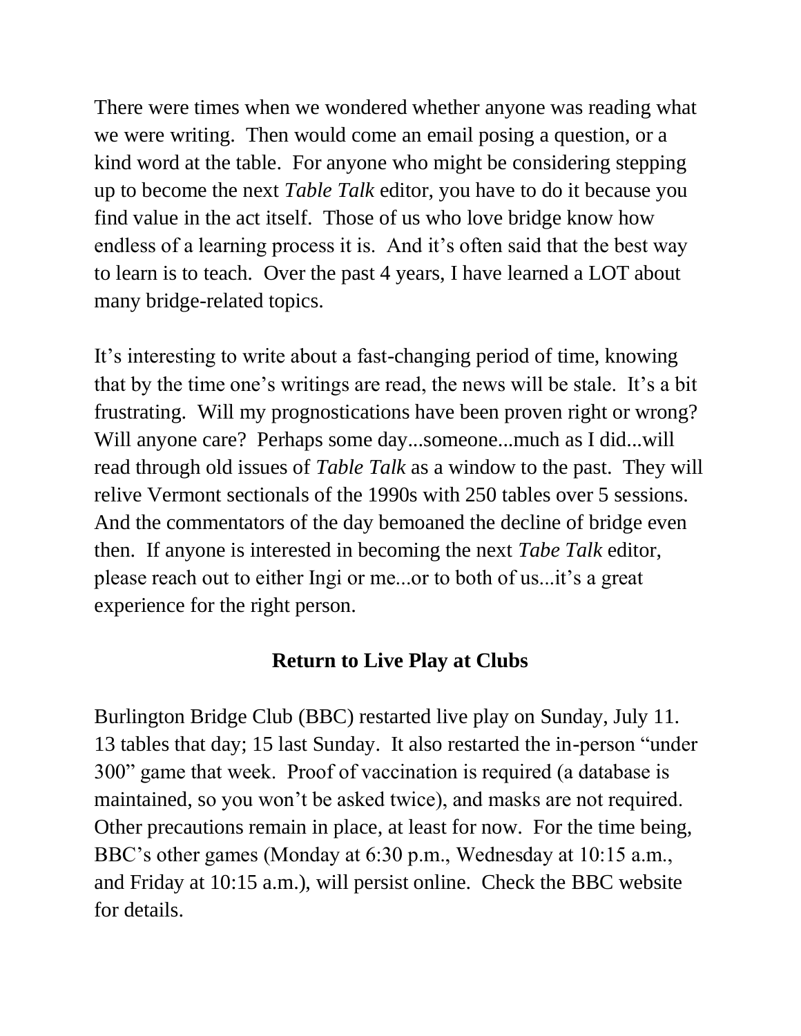There were times when we wondered whether anyone was reading what we were writing. Then would come an email posing a question, or a kind word at the table. For anyone who might be considering stepping up to become the next *Table Talk* editor, you have to do it because you find value in the act itself. Those of us who love bridge know how endless of a learning process it is. And it's often said that the best way to learn is to teach. Over the past 4 years, I have learned a LOT about many bridge-related topics.

It's interesting to write about a fast-changing period of time, knowing that by the time one's writings are read, the news will be stale. It's a bit frustrating. Will my prognostications have been proven right or wrong? Will anyone care? Perhaps some day...someone...much as I did...will read through old issues of *Table Talk* as a window to the past. They will relive Vermont sectionals of the 1990s with 250 tables over 5 sessions. And the commentators of the day bemoaned the decline of bridge even then. If anyone is interested in becoming the next *Tabe Talk* editor, please reach out to either Ingi or me...or to both of us...it's a great experience for the right person.

## Return to Live Play at Clubs

Burlington Bridge Club (BBC) restarted live play on Sunday, July 11. 13 tables that day; 15 last Sunday. It also restarted the in-person "under 300" game that week. Proof of vaccination is required (a database is maintained, so you won't be asked twice), and masks are not required. Other precautions remain in place, at least for now. For the time being, BBC's other games (Monday at 6:30 p.m., Wednesday at 10:15 a.m., and Friday at 10:15 a.m.), will persist online. Check the BBC website for details.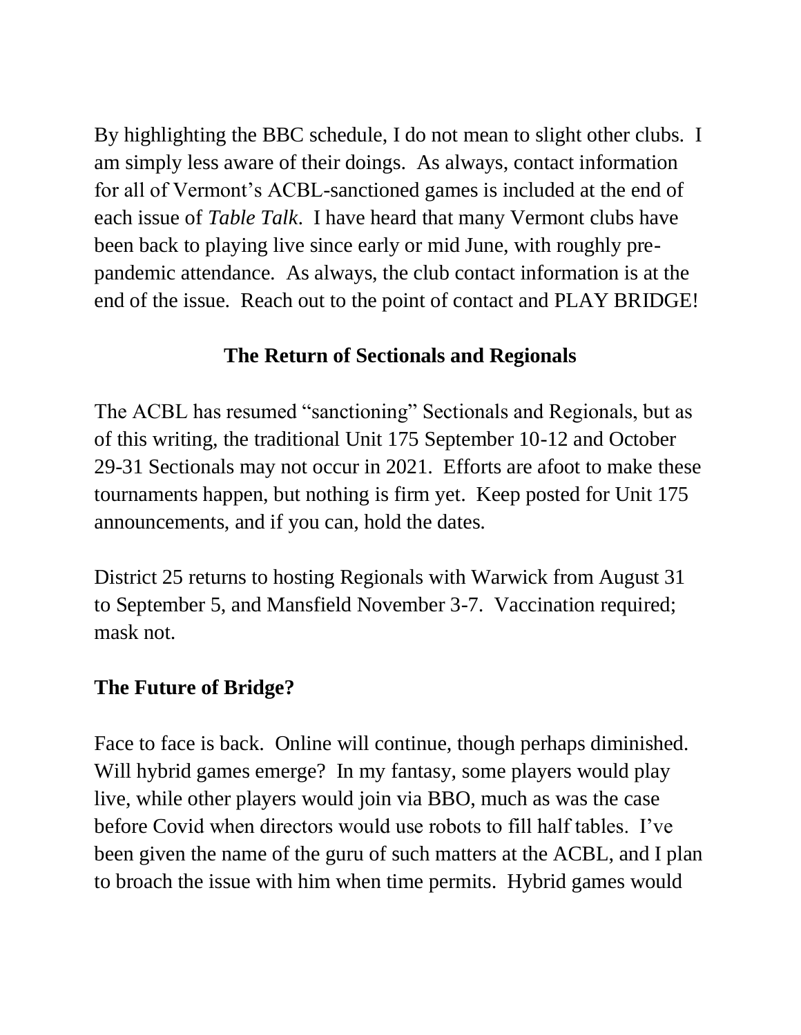By highlighting the BBC schedule, I do not mean to slight other clubs. I am simply less aware of their doings. As always, contact information for all of Vermont's ACBL-sanctioned games is included at the end of each issue of *Table Talk*. I have heard that many Vermont clubs have been back to playing live since early or mid June, with roughly pre-pandemic attendance. As always, the club contact information is at the end of the issue. Reach out to the point of contact and PLAY BRIDGE!

## The Return of Sectionals and Regionals

The ACBL has resumed "sanctioning" Sectionals and Regionals, but as of this writing, the traditional Unit 175 September 10-12 and October 29-31 Sectionals may not occur in 2021. Efforts are afoot to make these tournaments happen, but nothing is firm yet. Keep posted for Unit 175 announcements, and if you can, hold the dates.

District 25 returns to hosting Regionals with Warwick from August 31 to September 5, and Mansfield November 3-7. Vaccination required; mask not.

## The Future of Bridge?

Face to face is back. Online will continue, though perhaps diminished. Will hybrid games emerge? In my fantasy, some players would play live, while other players would join via BBO, much as was the case before Covid when directors would use robots to fill half tables. I've been given the name of the guru of such matters at the ACBL, and I plan to broach the issue with him when time permits. Hybrid games would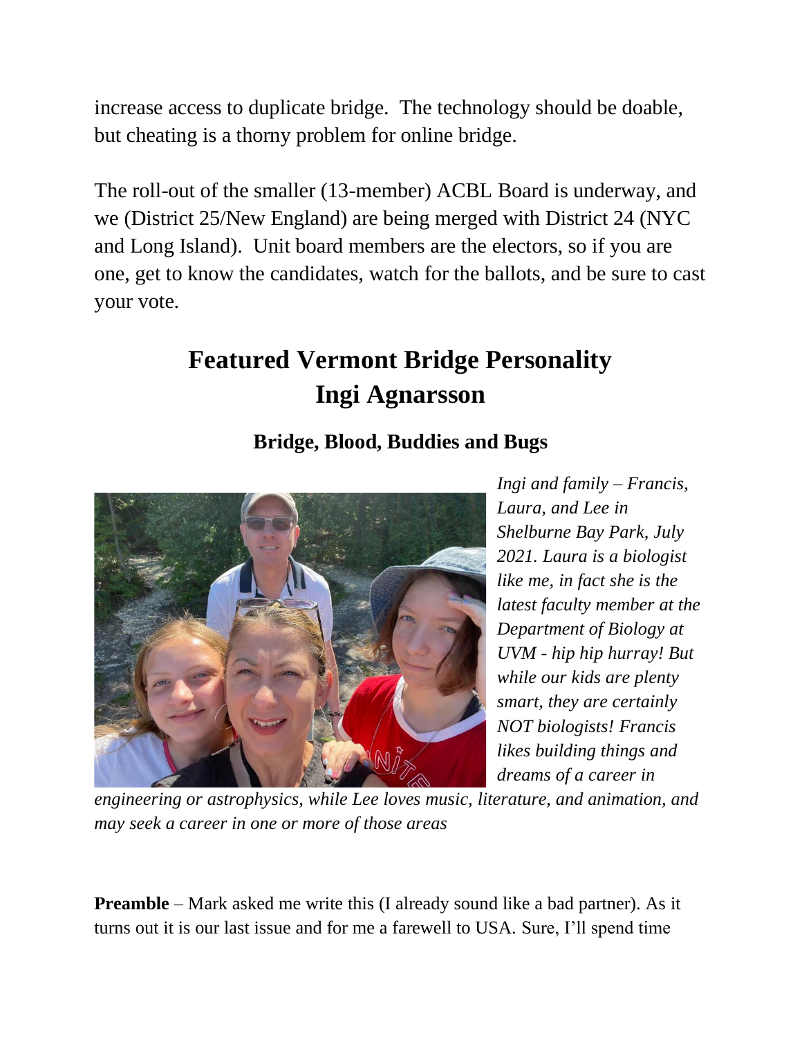increase access to duplicate bridge. The technology should be doable, but cheating is a thorny problem for online bridge.

The roll-out of the smaller (13-member) ACBL Board is underway, and we (District 25/New England) are being merged with District 24 (NYC and Long Island). Unit board members are the electors, so if you are one, get to know the candidates, watch for the ballots, and be sure to cast your vote.

## Featured Vermont Bridge Personality
## Ingi Agnarsson

### Bridge, Blood, Buddies and Bugs

*Ingi and family – Francis, Laura, and Lee in Shelburne Bay Park, July 2021. Laura is a biologist like me, in fact she is the latest faculty member at the Department of Biology at UVM - hip hip hurray! But while our kids are plenty smart, they are certainly NOT biologists! Francis likes building things and dreams of a career in engineering or astrophysics, while Lee loves music, literature, and animation, and may seek a career in one or more of those areas*

**Preamble** – Mark asked me write this (I already sound like a bad partner). As it turns out it is our last issue and for me a farewell to USA. Sure, I'll spend time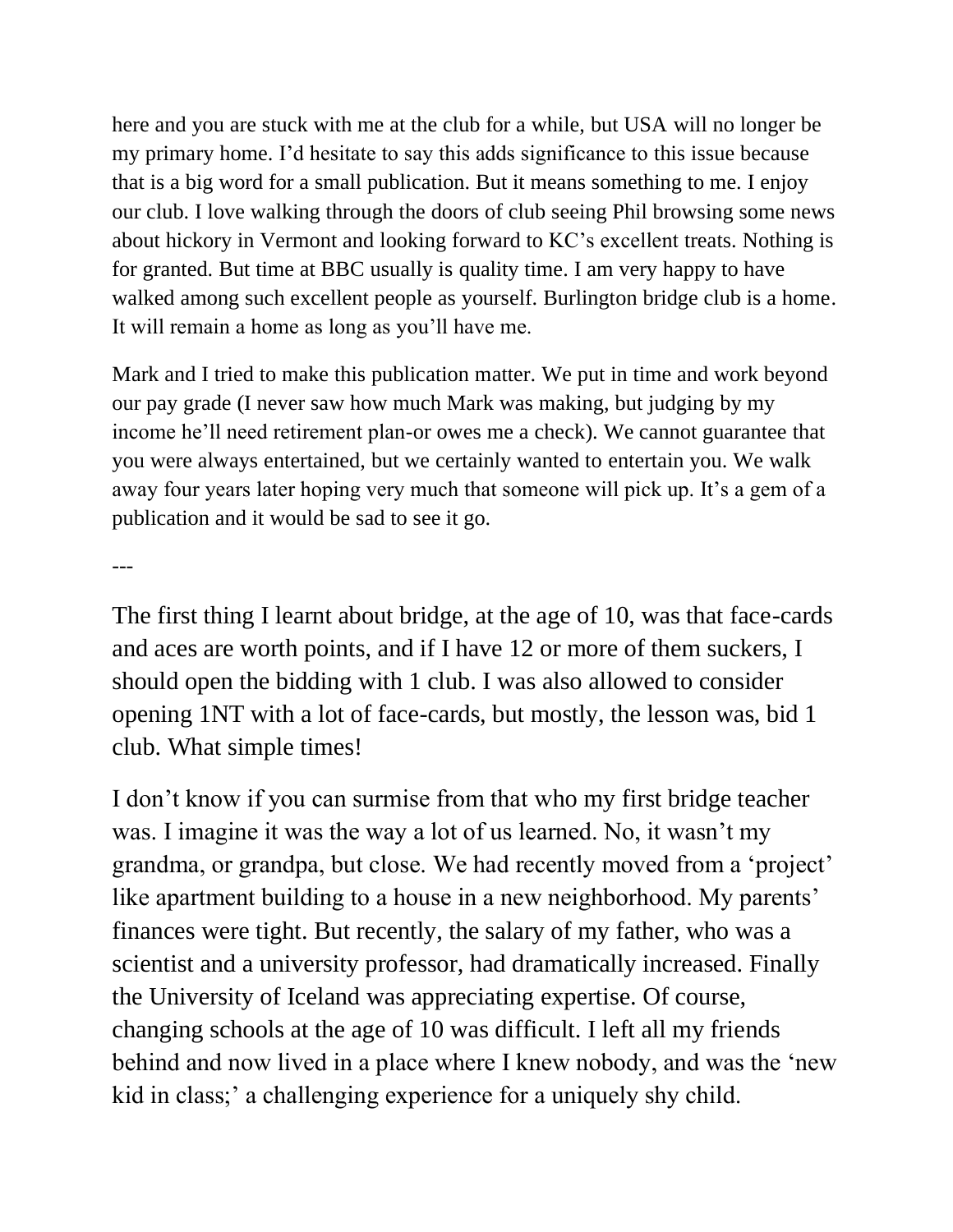here and you are stuck with me at the club for a while, but USA will no longer be my primary home. I'd hesitate to say this adds significance to this issue because that is a big word for a small publication. But it means something to me. I enjoy our club. I love walking through the doors of club seeing Phil browsing some news about hickory in Vermont and looking forward to KC's excellent treats. Nothing is for granted. But time at BBC usually is quality time. I am very happy to have walked among such excellent people as yourself. Burlington bridge club is a home. It will remain a home as long as you'll have me.

Mark and I tried to make this publication matter. We put in time and work beyond our pay grade (I never saw how much Mark was making, but judging by my income he'll need retirement plan-or owes me a check). We cannot guarantee that you were always entertained, but we certainly wanted to entertain you. We walk away four years later hoping very much that someone will pick up. It's a gem of a publication and it would be sad to see it go.

---

The first thing I learnt about bridge, at the age of 10, was that face-cards and aces are worth points, and if I have 12 or more of them suckers, I should open the bidding with 1 club. I was also allowed to consider opening 1NT with a lot of face-cards, but mostly, the lesson was, bid 1 club. What simple times!

I don't know if you can surmise from that who my first bridge teacher was. I imagine it was the way a lot of us learned. No, it wasn't my grandma, or grandpa, but close. We had recently moved from a 'project' like apartment building to a house in a new neighborhood. My parents' finances were tight. But recently, the salary of my father, who was a scientist and a university professor, had dramatically increased. Finally the University of Iceland was appreciating expertise. Of course, changing schools at the age of 10 was difficult. I left all my friends behind and now lived in a place where I knew nobody, and was the 'new kid in class;' a challenging experience for a uniquely shy child.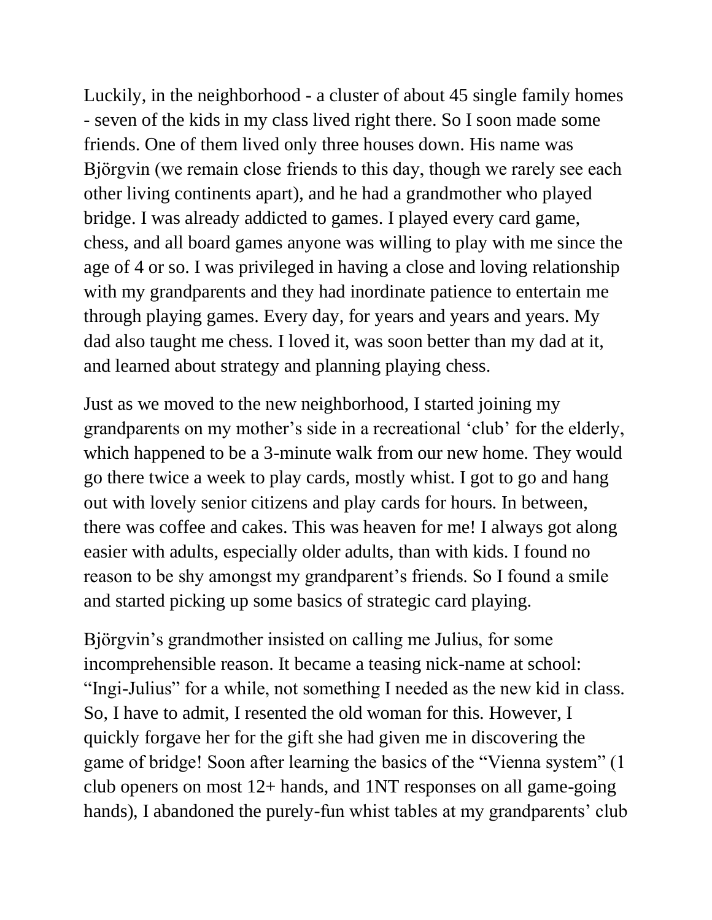Luckily, in the neighborhood - a cluster of about 45 single family homes - seven of the kids in my class lived right there. So I soon made some friends. One of them lived only three houses down. His name was Björgvin (we remain close friends to this day, though we rarely see each other living continents apart), and he had a grandmother who played bridge. I was already addicted to games. I played every card game, chess, and all board games anyone was willing to play with me since the age of 4 or so. I was privileged in having a close and loving relationship with my grandparents and they had inordinate patience to entertain me through playing games. Every day, for years and years and years. My dad also taught me chess. I loved it, was soon better than my dad at it, and learned about strategy and planning playing chess.

Just as we moved to the new neighborhood, I started joining my grandparents on my mother's side in a recreational 'club' for the elderly, which happened to be a 3-minute walk from our new home. They would go there twice a week to play cards, mostly whist. I got to go and hang out with lovely senior citizens and play cards for hours. In between, there was coffee and cakes. This was heaven for me! I always got along easier with adults, especially older adults, than with kids. I found no reason to be shy amongst my grandparent's friends. So I found a smile and started picking up some basics of strategic card playing.

Björgvin's grandmother insisted on calling me Julius, for some incomprehensible reason. It became a teasing nick-name at school: "Ingi-Julius" for a while, not something I needed as the new kid in class. So, I have to admit, I resented the old woman for this. However, I quickly forgave her for the gift she had given me in discovering the game of bridge! Soon after learning the basics of the "Vienna system" (1 club openers on most 12+ hands, and 1NT responses on all game-going hands), I abandoned the purely-fun whist tables at my grandparents' club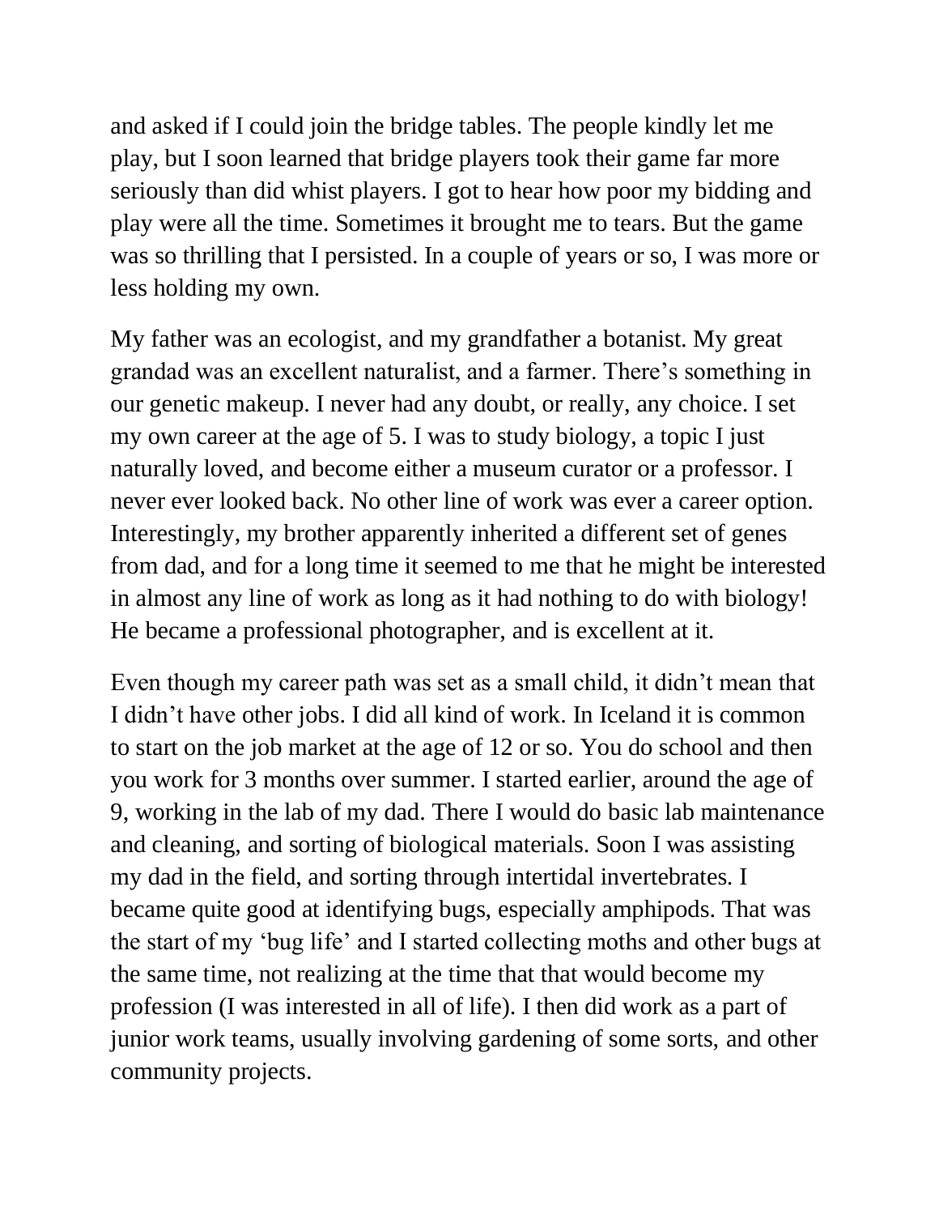and asked if I could join the bridge tables. The people kindly let me play, but I soon learned that bridge players took their game far more seriously than did whist players. I got to hear how poor my bidding and play were all the time. Sometimes it brought me to tears. But the game was so thrilling that I persisted. In a couple of years or so, I was more or less holding my own.

My father was an ecologist, and my grandfather a botanist. My great grandad was an excellent naturalist, and a farmer. There's something in our genetic makeup. I never had any doubt, or really, any choice. I set my own career at the age of 5. I was to study biology, a topic I just naturally loved, and become either a museum curator or a professor. I never ever looked back. No other line of work was ever a career option. Interestingly, my brother apparently inherited a different set of genes from dad, and for a long time it seemed to me that he might be interested in almost any line of work as long as it had nothing to do with biology! He became a professional photographer, and is excellent at it.

Even though my career path was set as a small child, it didn't mean that I didn't have other jobs. I did all kind of work. In Iceland it is common to start on the job market at the age of 12 or so. You do school and then you work for 3 months over summer. I started earlier, around the age of 9, working in the lab of my dad. There I would do basic lab maintenance and cleaning, and sorting of biological materials. Soon I was assisting my dad in the field, and sorting through intertidal invertebrates. I became quite good at identifying bugs, especially amphipods. That was the start of my 'bug life' and I started collecting moths and other bugs at the same time, not realizing at the time that that would become my profession (I was interested in all of life). I then did work as a part of junior work teams, usually involving gardening of some sorts, and other community projects.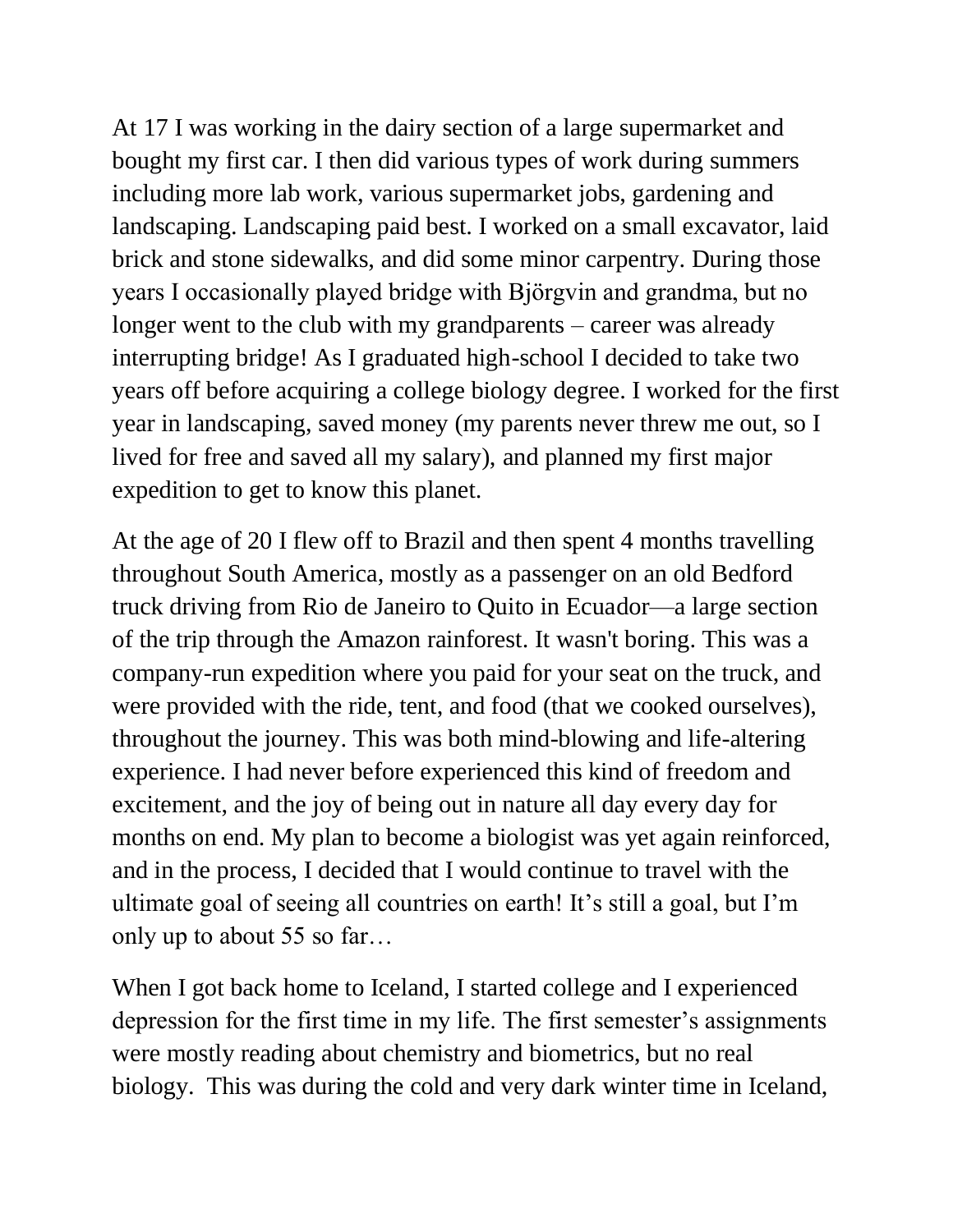At 17 I was working in the dairy section of a large supermarket and bought my first car. I then did various types of work during summers including more lab work, various supermarket jobs, gardening and landscaping. Landscaping paid best. I worked on a small excavator, laid brick and stone sidewalks, and did some minor carpentry. During those years I occasionally played bridge with Björgvin and grandma, but no longer went to the club with my grandparents – career was already interrupting bridge! As I graduated high-school I decided to take two years off before acquiring a college biology degree. I worked for the first year in landscaping, saved money (my parents never threw me out, so I lived for free and saved all my salary), and planned my first major expedition to get to know this planet.

At the age of 20 I flew off to Brazil and then spent 4 months travelling throughout South America, mostly as a passenger on an old Bedford truck driving from Rio de Janeiro to Quito in Ecuador—a large section of the trip through the Amazon rainforest. It wasn't boring. This was a company-run expedition where you paid for your seat on the truck, and were provided with the ride, tent, and food (that we cooked ourselves), throughout the journey. This was both mind-blowing and life-altering experience. I had never before experienced this kind of freedom and excitement, and the joy of being out in nature all day every day for months on end. My plan to become a biologist was yet again reinforced, and in the process, I decided that I would continue to travel with the ultimate goal of seeing all countries on earth! It's still a goal, but I'm only up to about 55 so far…

When I got back home to Iceland, I started college and I experienced depression for the first time in my life. The first semester's assignments were mostly reading about chemistry and biometrics, but no real biology. This was during the cold and very dark winter time in Iceland,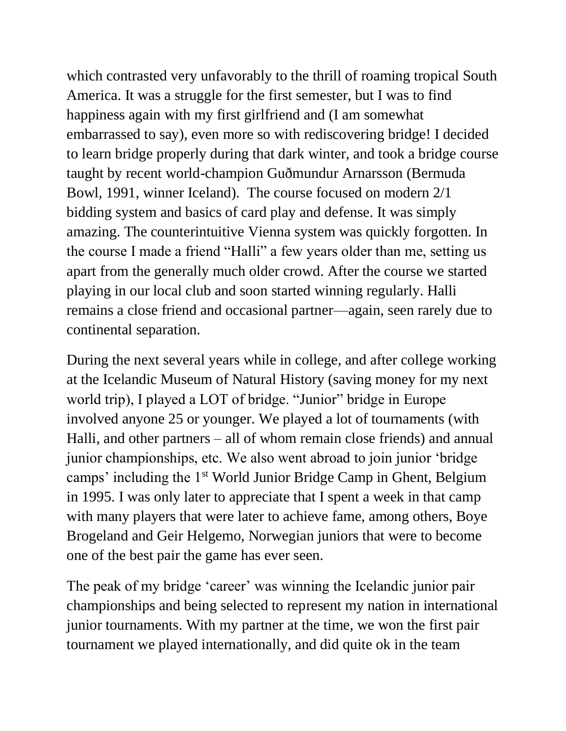which contrasted very unfavorably to the thrill of roaming tropical South America. It was a struggle for the first semester, but I was to find happiness again with my first girlfriend and (I am somewhat embarrassed to say), even more so with rediscovering bridge! I decided to learn bridge properly during that dark winter, and took a bridge course taught by recent world-champion Guðmundur Arnarsson (Bermuda Bowl, 1991, winner Iceland). The course focused on modern 2/1 bidding system and basics of card play and defense. It was simply amazing. The counterintuitive Vienna system was quickly forgotten. In the course I made a friend "Halli" a few years older than me, setting us apart from the generally much older crowd. After the course we started playing in our local club and soon started winning regularly. Halli remains a close friend and occasional partner—again, seen rarely due to continental separation.

During the next several years while in college, and after college working at the Icelandic Museum of Natural History (saving money for my next world trip), I played a LOT of bridge. "Junior" bridge in Europe involved anyone 25 or younger. We played a lot of tournaments (with Halli, and other partners – all of whom remain close friends) and annual junior championships, etc. We also went abroad to join junior 'bridge camps' including the 1st World Junior Bridge Camp in Ghent, Belgium in 1995. I was only later to appreciate that I spent a week in that camp with many players that were later to achieve fame, among others, Boye Brogeland and Geir Helgemo, Norwegian juniors that were to become one of the best pair the game has ever seen.

The peak of my bridge 'career' was winning the Icelandic junior pair championships and being selected to represent my nation in international junior tournaments. With my partner at the time, we won the first pair tournament we played internationally, and did quite ok in the team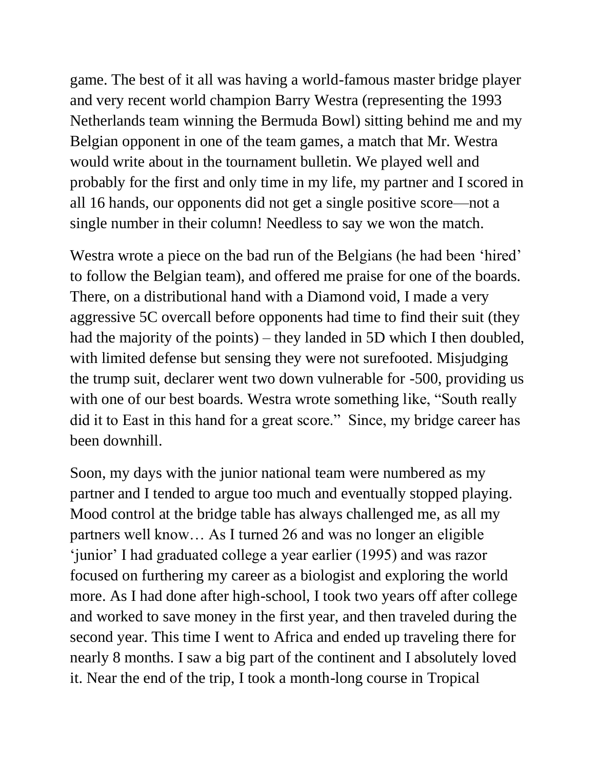game. The best of it all was having a world-famous master bridge player and very recent world champion Barry Westra (representing the 1993 Netherlands team winning the Bermuda Bowl) sitting behind me and my Belgian opponent in one of the team games, a match that Mr. Westra would write about in the tournament bulletin. We played well and probably for the first and only time in my life, my partner and I scored in all 16 hands, our opponents did not get a single positive score—not a single number in their column! Needless to say we won the match.

Westra wrote a piece on the bad run of the Belgians (he had been 'hired' to follow the Belgian team), and offered me praise for one of the boards. There, on a distributional hand with a Diamond void, I made a very aggressive 5C overcall before opponents had time to find their suit (they had the majority of the points) – they landed in 5D which I then doubled, with limited defense but sensing they were not surefooted. Misjudging the trump suit, declarer went two down vulnerable for -500, providing us with one of our best boards. Westra wrote something like, "South really did it to East in this hand for a great score." Since, my bridge career has been downhill.

Soon, my days with the junior national team were numbered as my partner and I tended to argue too much and eventually stopped playing. Mood control at the bridge table has always challenged me, as all my partners well know… As I turned 26 and was no longer an eligible 'junior' I had graduated college a year earlier (1995) and was razor focused on furthering my career as a biologist and exploring the world more. As I had done after high-school, I took two years off after college and worked to save money in the first year, and then traveled during the second year. This time I went to Africa and ended up traveling there for nearly 8 months. I saw a big part of the continent and I absolutely loved it. Near the end of the trip, I took a month-long course in Tropical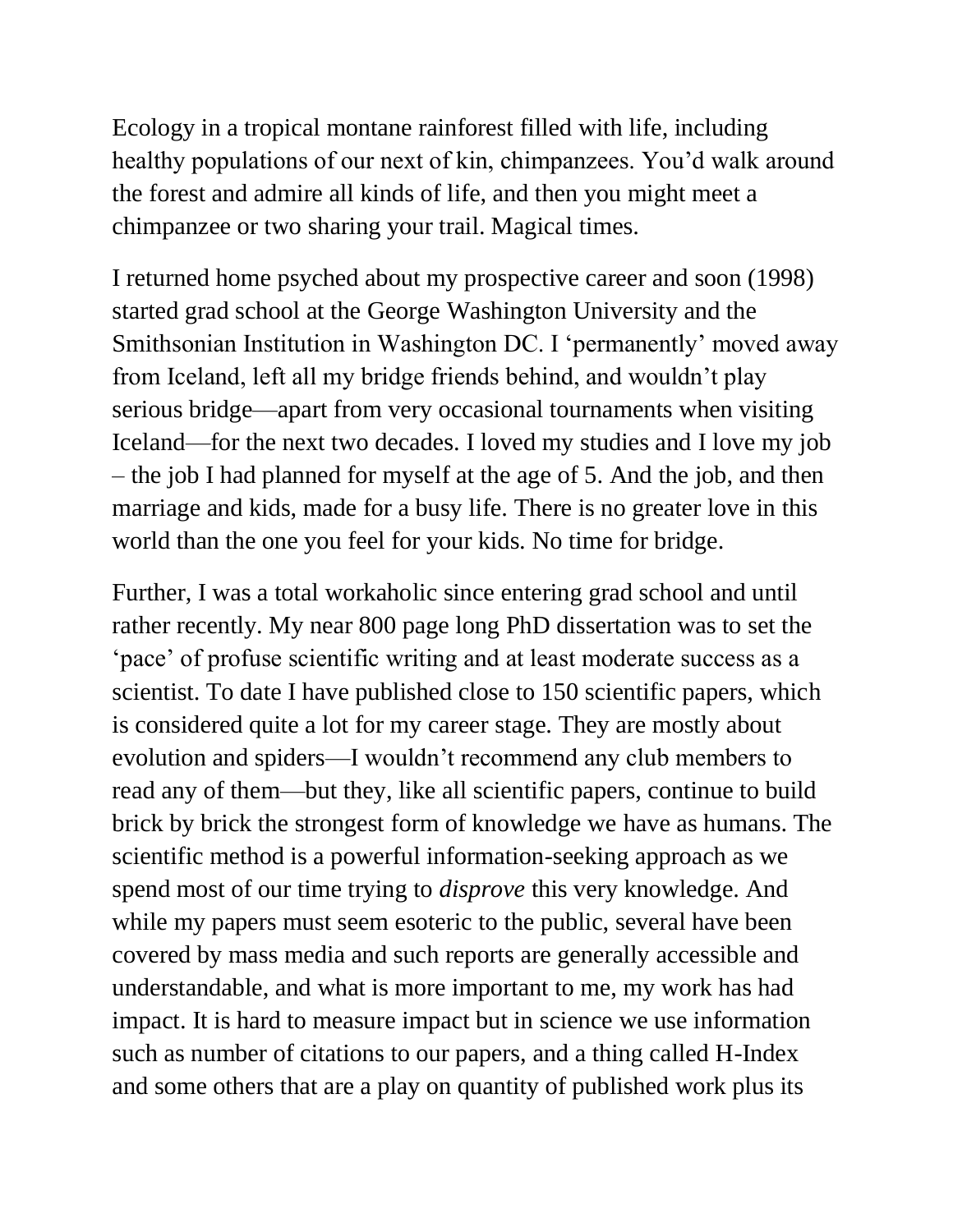Ecology in a tropical montane rainforest filled with life, including healthy populations of our next of kin, chimpanzees. You'd walk around the forest and admire all kinds of life, and then you might meet a chimpanzee or two sharing your trail. Magical times.

I returned home psyched about my prospective career and soon (1998) started grad school at the George Washington University and the Smithsonian Institution in Washington DC. I 'permanently' moved away from Iceland, left all my bridge friends behind, and wouldn't play serious bridge—apart from very occasional tournaments when visiting Iceland—for the next two decades. I loved my studies and I love my job – the job I had planned for myself at the age of 5. And the job, and then marriage and kids, made for a busy life. There is no greater love in this world than the one you feel for your kids. No time for bridge.

Further, I was a total workaholic since entering grad school and until rather recently. My near 800 page long PhD dissertation was to set the 'pace' of profuse scientific writing and at least moderate success as a scientist. To date I have published close to 150 scientific papers, which is considered quite a lot for my career stage. They are mostly about evolution and spiders—I wouldn't recommend any club members to read any of them—but they, like all scientific papers, continue to build brick by brick the strongest form of knowledge we have as humans. The scientific method is a powerful information-seeking approach as we spend most of our time trying to *disprove* this very knowledge. And while my papers must seem esoteric to the public, several have been covered by mass media and such reports are generally accessible and understandable, and what is more important to me, my work has had impact. It is hard to measure impact but in science we use information such as number of citations to our papers, and a thing called H-Index and some others that are a play on quantity of published work plus its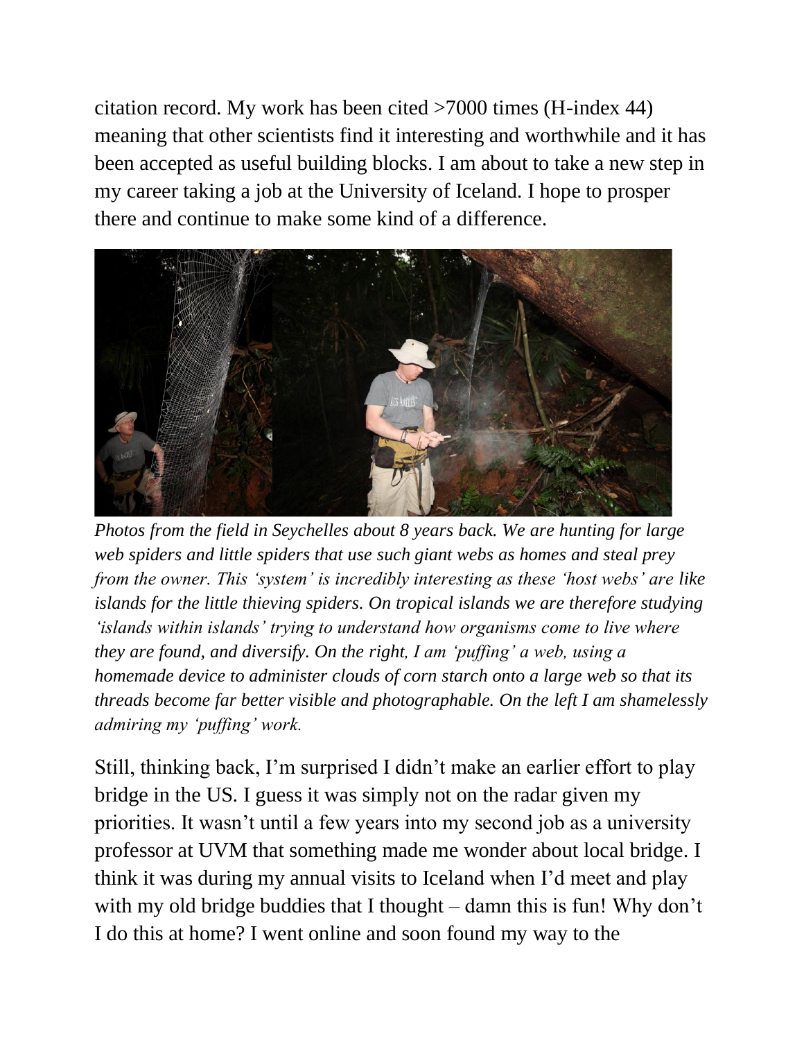citation record. My work has been cited >7000 times (H-index 44) meaning that other scientists find it interesting and worthwhile and it has been accepted as useful building blocks. I am about to take a new step in my career taking a job at the University of Iceland. I hope to prosper there and continue to make some kind of a difference.

*Photos from the field in Seychelles about 8 years back. We are hunting for large web spiders and little spiders that use such giant webs as homes and steal prey from the owner. This 'system' is incredibly interesting as these 'host webs' are like islands for the little thieving spiders. On tropical islands we are therefore studying 'islands within islands' trying to understand how organisms come to live where they are found, and diversify. On the right, I am 'puffing' a web, using a homemade device to administer clouds of corn starch onto a large web so that its threads become far better visible and photographable. On the left I am shamelessly admiring my 'puffing' work.*

Still, thinking back, I'm surprised I didn't make an earlier effort to play bridge in the US. I guess it was simply not on the radar given my priorities. It wasn't until a few years into my second job as a university professor at UVM that something made me wonder about local bridge. I think it was during my annual visits to Iceland when I'd meet and play with my old bridge buddies that I thought – damn this is fun! Why don't I do this at home? I went online and soon found my way to the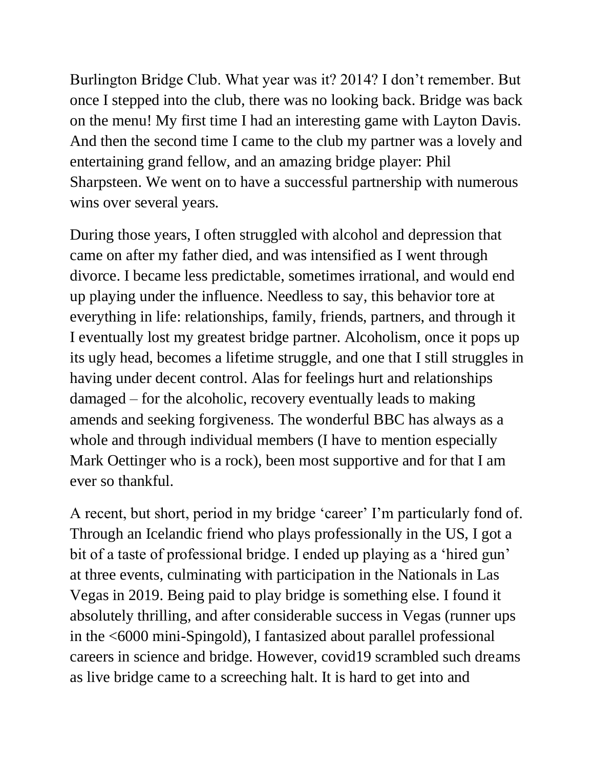Burlington Bridge Club. What year was it? 2014? I don't remember. But once I stepped into the club, there was no looking back. Bridge was back on the menu! My first time I had an interesting game with Layton Davis. And then the second time I came to the club my partner was a lovely and entertaining grand fellow, and an amazing bridge player: Phil Sharpsteen. We went on to have a successful partnership with numerous wins over several years.

During those years, I often struggled with alcohol and depression that came on after my father died, and was intensified as I went through divorce. I became less predictable, sometimes irrational, and would end up playing under the influence. Needless to say, this behavior tore at everything in life: relationships, family, friends, partners, and through it I eventually lost my greatest bridge partner. Alcoholism, once it pops up its ugly head, becomes a lifetime struggle, and one that I still struggles in having under decent control. Alas for feelings hurt and relationships damaged – for the alcoholic, recovery eventually leads to making amends and seeking forgiveness. The wonderful BBC has always as a whole and through individual members (I have to mention especially Mark Oettinger who is a rock), been most supportive and for that I am ever so thankful.

A recent, but short, period in my bridge 'career' I'm particularly fond of. Through an Icelandic friend who plays professionally in the US, I got a bit of a taste of professional bridge. I ended up playing as a 'hired gun' at three events, culminating with participation in the Nationals in Las Vegas in 2019. Being paid to play bridge is something else. I found it absolutely thrilling, and after considerable success in Vegas (runner ups in the <6000 mini-Spingold), I fantasized about parallel professional careers in science and bridge. However, covid19 scrambled such dreams as live bridge came to a screeching halt. It is hard to get into and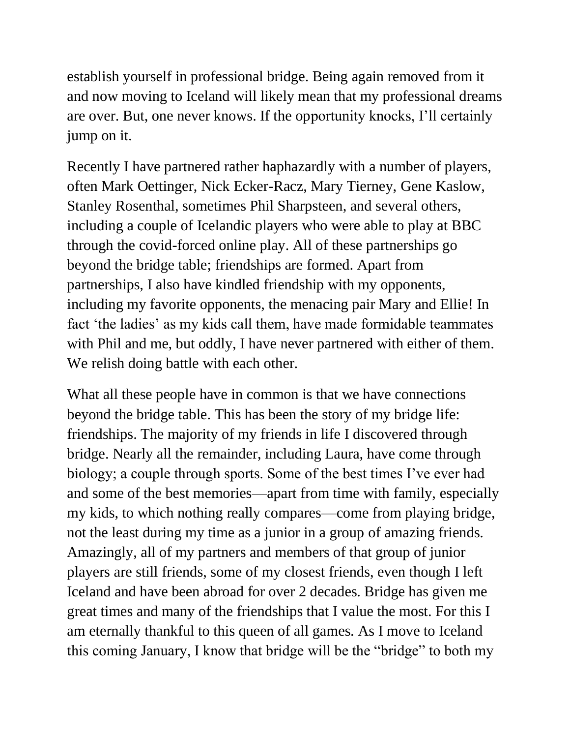establish yourself in professional bridge. Being again removed from it and now moving to Iceland will likely mean that my professional dreams are over. But, one never knows. If the opportunity knocks, I'll certainly jump on it.

Recently I have partnered rather haphazardly with a number of players, often Mark Oettinger, Nick Ecker-Racz, Mary Tierney, Gene Kaslow, Stanley Rosenthal, sometimes Phil Sharpsteen, and several others, including a couple of Icelandic players who were able to play at BBC through the covid-forced online play. All of these partnerships go beyond the bridge table; friendships are formed. Apart from partnerships, I also have kindled friendship with my opponents, including my favorite opponents, the menacing pair Mary and Ellie! In fact 'the ladies' as my kids call them, have made formidable teammates with Phil and me, but oddly, I have never partnered with either of them. We relish doing battle with each other.

What all these people have in common is that we have connections beyond the bridge table. This has been the story of my bridge life: friendships. The majority of my friends in life I discovered through bridge. Nearly all the remainder, including Laura, have come through biology; a couple through sports. Some of the best times I've ever had and some of the best memories—apart from time with family, especially my kids, to which nothing really compares—come from playing bridge, not the least during my time as a junior in a group of amazing friends. Amazingly, all of my partners and members of that group of junior players are still friends, some of my closest friends, even though I left Iceland and have been abroad for over 2 decades. Bridge has given me great times and many of the friendships that I value the most. For this I am eternally thankful to this queen of all games. As I move to Iceland this coming January, I know that bridge will be the "bridge" to both my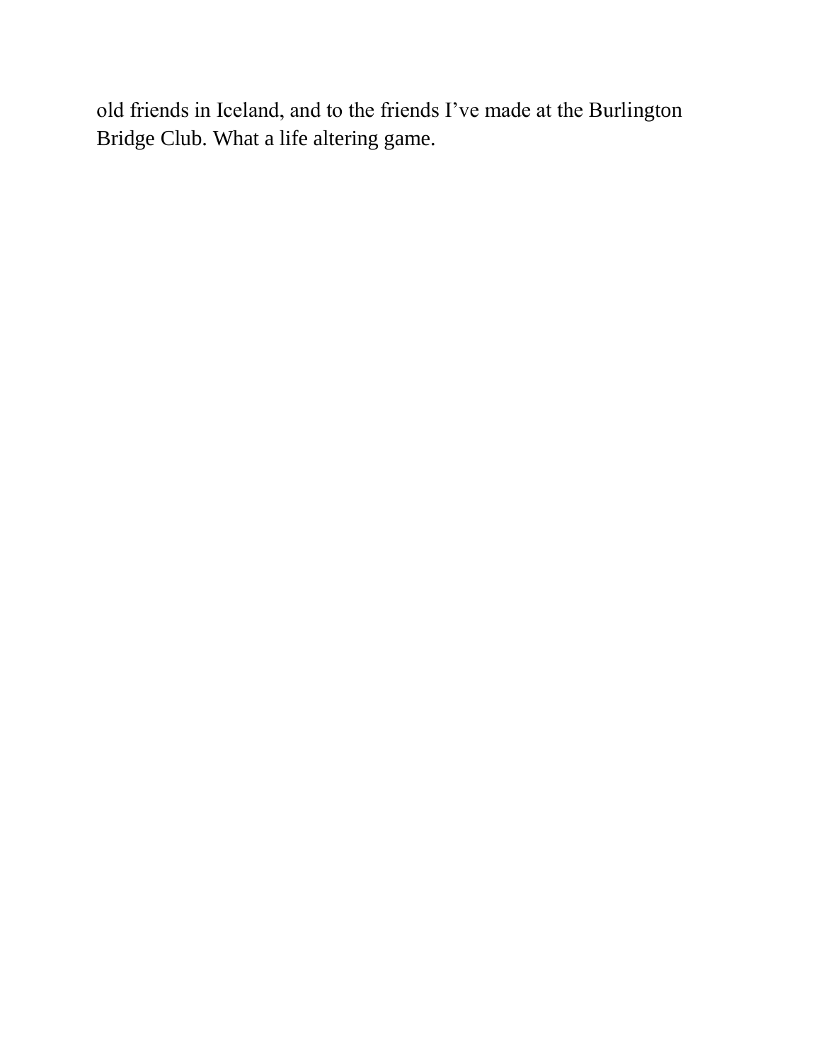old friends in Iceland, and to the friends I've made at the Burlington Bridge Club. What a life altering game.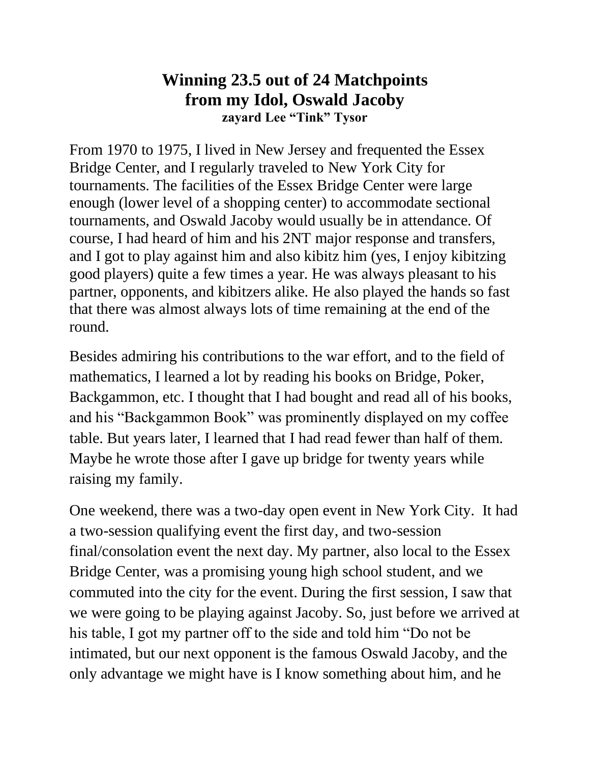# Winning 23.5 out of 24 Matchpoints from my Idol, Oswald Jacoby

**zayard Lee "Tink" Tysor**

From 1970 to 1975, I lived in New Jersey and frequented the Essex Bridge Center, and I regularly traveled to New York City for tournaments. The facilities of the Essex Bridge Center were large enough (lower level of a shopping center) to accommodate sectional tournaments, and Oswald Jacoby would usually be in attendance. Of course, I had heard of him and his 2NT major response and transfers, and I got to play against him and also kibitz him (yes, I enjoy kibitzing good players) quite a few times a year. He was always pleasant to his partner, opponents, and kibitzers alike. He also played the hands so fast that there was almost always lots of time remaining at the end of the round.

Besides admiring his contributions to the war effort, and to the field of mathematics, I learned a lot by reading his books on Bridge, Poker, Backgammon, etc. I thought that I had bought and read all of his books, and his "Backgammon Book" was prominently displayed on my coffee table. But years later, I learned that I had read fewer than half of them. Maybe he wrote those after I gave up bridge for twenty years while raising my family.

One weekend, there was a two-day open event in New York City. It had a two-session qualifying event the first day, and two-session final/consolation event the next day. My partner, also local to the Essex Bridge Center, was a promising young high school student, and we commuted into the city for the event. During the first session, I saw that we were going to be playing against Jacoby. So, just before we arrived at his table, I got my partner off to the side and told him "Do not be intimated, but our next opponent is the famous Oswald Jacoby, and the only advantage we might have is I know something about him, and he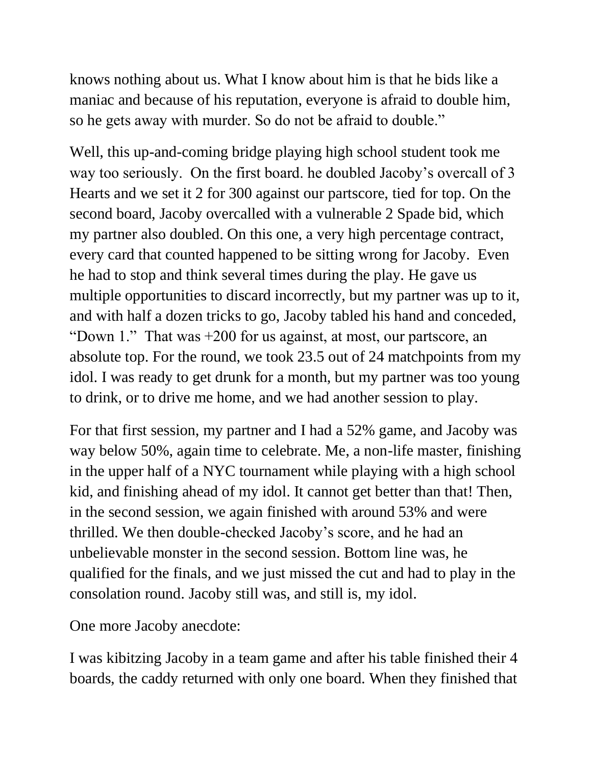knows nothing about us. What I know about him is that he bids like a maniac and because of his reputation, everyone is afraid to double him, so he gets away with murder. So do not be afraid to double."

Well, this up-and-coming bridge playing high school student took me way too seriously.  On the first board. he doubled Jacoby's overcall of 3 Hearts and we set it 2 for 300 against our partscore, tied for top. On the second board, Jacoby overcalled with a vulnerable 2 Spade bid, which my partner also doubled. On this one, a very high percentage contract, every card that counted happened to be sitting wrong for Jacoby.  Even he had to stop and think several times during the play. He gave us multiple opportunities to discard incorrectly, but my partner was up to it, and with half a dozen tricks to go, Jacoby tabled his hand and conceded, "Down 1."  That was +200 for us against, at most, our partscore, an absolute top. For the round, we took 23.5 out of 24 matchpoints from my idol. I was ready to get drunk for a month, but my partner was too young to drink, or to drive me home, and we had another session to play.

For that first session, my partner and I had a 52% game, and Jacoby was way below 50%, again time to celebrate. Me, a non-life master, finishing in the upper half of a NYC tournament while playing with a high school kid, and finishing ahead of my idol. It cannot get better than that! Then, in the second session, we again finished with around 53% and were thrilled. We then double-checked Jacoby's score, and he had an unbelievable monster in the second session. Bottom line was, he qualified for the finals, and we just missed the cut and had to play in the consolation round. Jacoby still was, and still is, my idol.

One more Jacoby anecdote:

I was kibitzing Jacoby in a team game and after his table finished their 4 boards, the caddy returned with only one board. When they finished that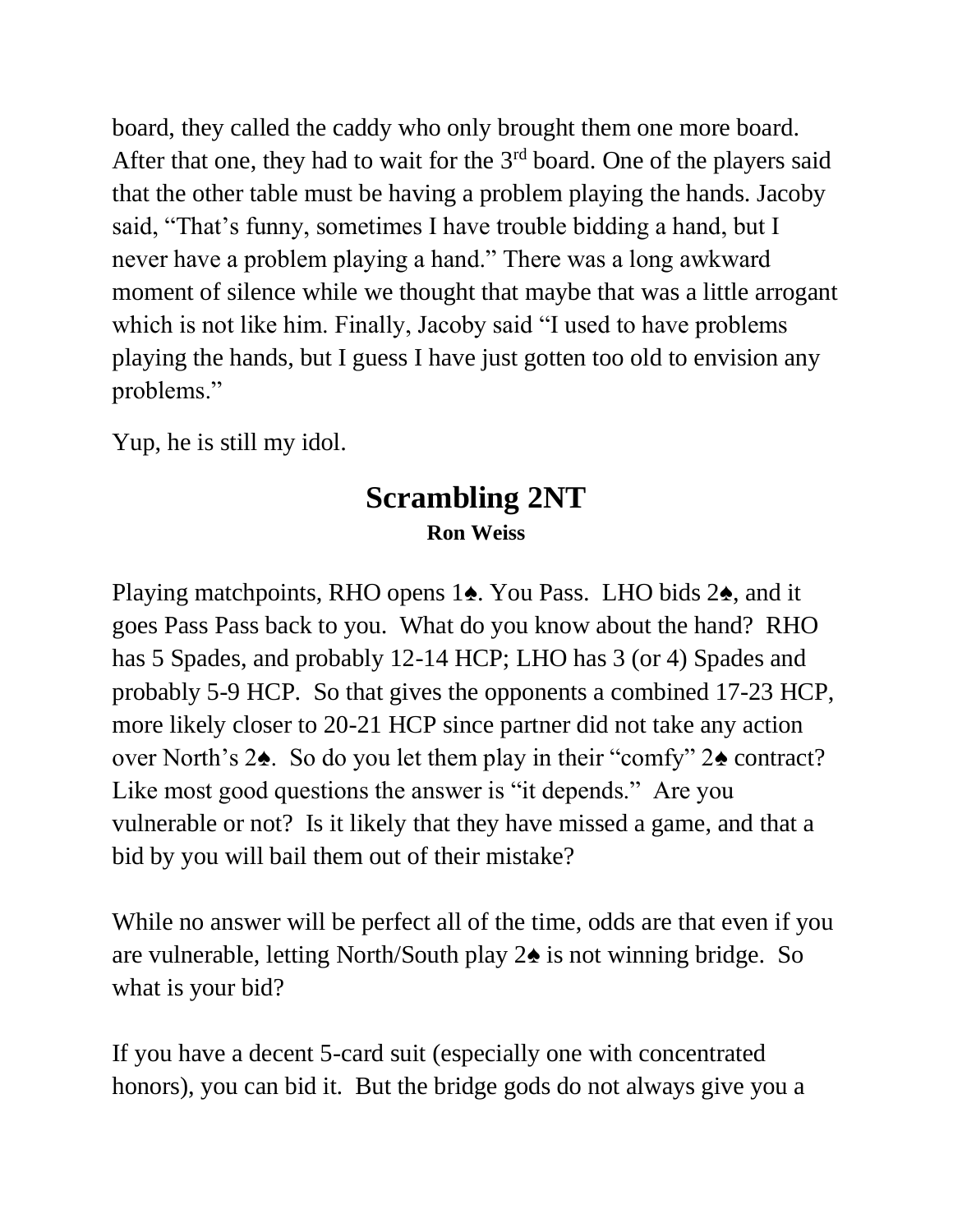board, they called the caddy who only brought them one more board. After that one, they had to wait for the 3rd board. One of the players said that the other table must be having a problem playing the hands. Jacoby said, "That's funny, sometimes I have trouble bidding a hand, but I never have a problem playing a hand." There was a long awkward moment of silence while we thought that maybe that was a little arrogant which is not like him. Finally, Jacoby said "I used to have problems playing the hands, but I guess I have just gotten too old to envision any problems."

Yup, he is still my idol.

## Scrambling 2NT

**Ron Weiss**

Playing matchpoints, RHO opens 1♠. You Pass. LHO bids 2♠, and it goes Pass Pass back to you. What do you know about the hand? RHO has 5 Spades, and probably 12-14 HCP; LHO has 3 (or 4) Spades and probably 5-9 HCP. So that gives the opponents a combined 17-23 HCP, more likely closer to 20-21 HCP since partner did not take any action over North's 2♠. So do you let them play in their "comfy" 2♠ contract? Like most good questions the answer is "it depends." Are you vulnerable or not? Is it likely that they have missed a game, and that a bid by you will bail them out of their mistake?

While no answer will be perfect all of the time, odds are that even if you are vulnerable, letting North/South play 2♠ is not winning bridge. So what is your bid?

If you have a decent 5-card suit (especially one with concentrated honors), you can bid it. But the bridge gods do not always give you a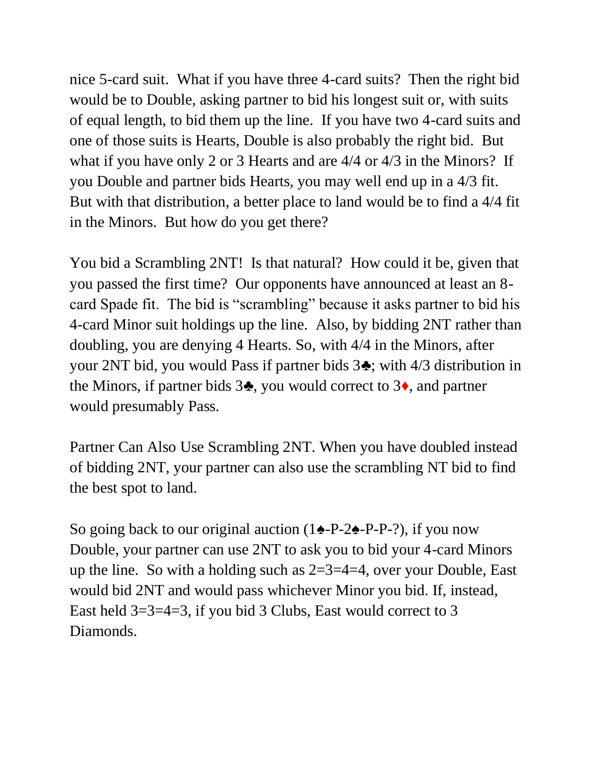nice 5-card suit. What if you have three 4-card suits? Then the right bid would be to Double, asking partner to bid his longest suit or, with suits of equal length, to bid them up the line. If you have two 4-card suits and one of those suits is Hearts, Double is also probably the right bid. But what if you have only 2 or 3 Hearts and are 4/4 or 4/3 in the Minors? If you Double and partner bids Hearts, you may well end up in a 4/3 fit. But with that distribution, a better place to land would be to find a 4/4 fit in the Minors. But how do you get there?

You bid a Scrambling 2NT! Is that natural? How could it be, given that you passed the first time? Our opponents have announced at least an 8-card Spade fit. The bid is "scrambling" because it asks partner to bid his 4-card Minor suit holdings up the line. Also, by bidding 2NT rather than doubling, you are denying 4 Hearts. So, with 4/4 in the Minors, after your 2NT bid, you would Pass if partner bids 3♣; with 4/3 distribution in the Minors, if partner bids 3♣, you would correct to 3♦, and partner would presumably Pass.

Partner Can Also Use Scrambling 2NT. When you have doubled instead of bidding 2NT, your partner can also use the scrambling NT bid to find the best spot to land.

So going back to our original auction (1♠-P-2♠-P-P-?), if you now Double, your partner can use 2NT to ask you to bid your 4-card Minors up the line. So with a holding such as 2=3=4=4, over your Double, East would bid 2NT and would pass whichever Minor you bid. If, instead, East held 3=3=4=3, if you bid 3 Clubs, East would correct to 3 Diamonds.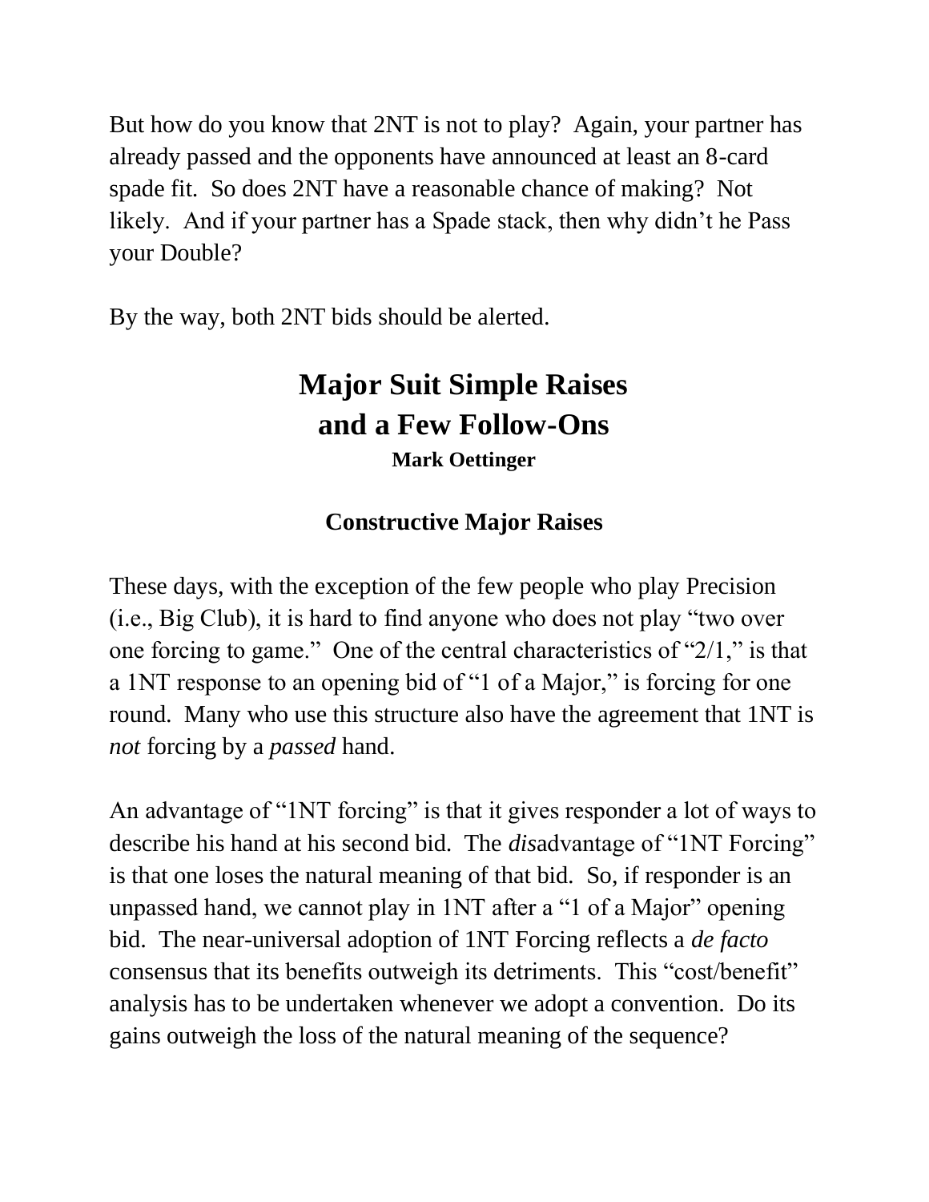But how do you know that 2NT is not to play? Again, your partner has already passed and the opponents have announced at least an 8-card spade fit. So does 2NT have a reasonable chance of making? Not likely. And if your partner has a Spade stack, then why didn't he Pass your Double?

By the way, both 2NT bids should be alerted.

# Major Suit Simple Raises and a Few Follow-Ons

**Mark Oettinger**

## Constructive Major Raises

These days, with the exception of the few people who play Precision (i.e., Big Club), it is hard to find anyone who does not play "two over one forcing to game." One of the central characteristics of "2/1," is that a 1NT response to an opening bid of "1 of a Major," is forcing for one round. Many who use this structure also have the agreement that 1NT is *not* forcing by a *passed* hand.

An advantage of "1NT forcing" is that it gives responder a lot of ways to describe his hand at his second bid. The *dis*advantage of "1NT Forcing" is that one loses the natural meaning of that bid. So, if responder is an unpassed hand, we cannot play in 1NT after a "1 of a Major" opening bid. The near-universal adoption of 1NT Forcing reflects a *de facto* consensus that its benefits outweigh its detriments. This "cost/benefit" analysis has to be undertaken whenever we adopt a convention. Do its gains outweigh the loss of the natural meaning of the sequence?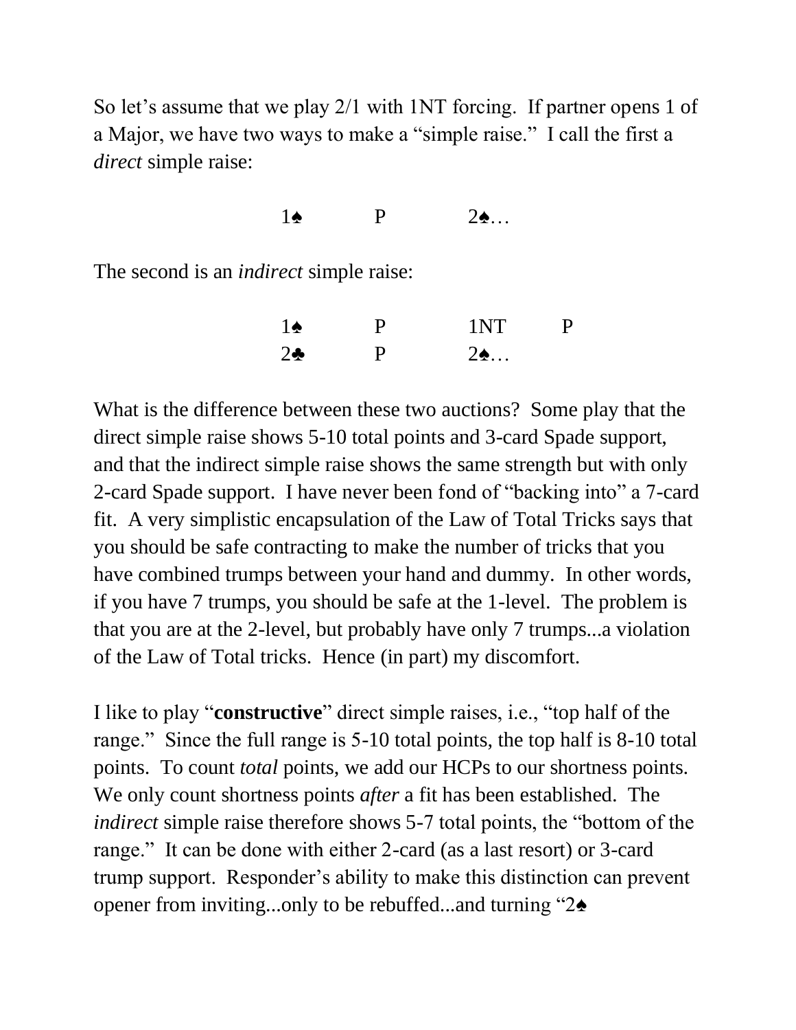So let's assume that we play 2/1 with 1NT forcing. If partner opens 1 of a Major, we have two ways to make a "simple raise." I call the first a *direct* simple raise:

| | | |
|---|---|---|
| 1♠ | P | 2♠… |

The second is an *indirect* simple raise:

| | | | |
|---|---|---|---|
| 1♠ | P | 1NT | P |
| 2♣ | P | 2♠… | |

What is the difference between these two auctions? Some play that the direct simple raise shows 5-10 total points and 3-card Spade support, and that the indirect simple raise shows the same strength but with only 2-card Spade support. I have never been fond of "backing into" a 7-card fit. A very simplistic encapsulation of the Law of Total Tricks says that you should be safe contracting to make the number of tricks that you have combined trumps between your hand and dummy. In other words, if you have 7 trumps, you should be safe at the 1-level. The problem is that you are at the 2-level, but probably have only 7 trumps...a violation of the Law of Total tricks. Hence (in part) my discomfort.

I like to play "**constructive**" direct simple raises, i.e., "top half of the range." Since the full range is 5-10 total points, the top half is 8-10 total points. To count *total* points, we add our HCPs to our shortness points. We only count shortness points *after* a fit has been established. The *indirect* simple raise therefore shows 5-7 total points, the "bottom of the range." It can be done with either 2-card (as a last resort) or 3-card trump support. Responder's ability to make this distinction can prevent opener from inviting...only to be rebuffed...and turning "2♠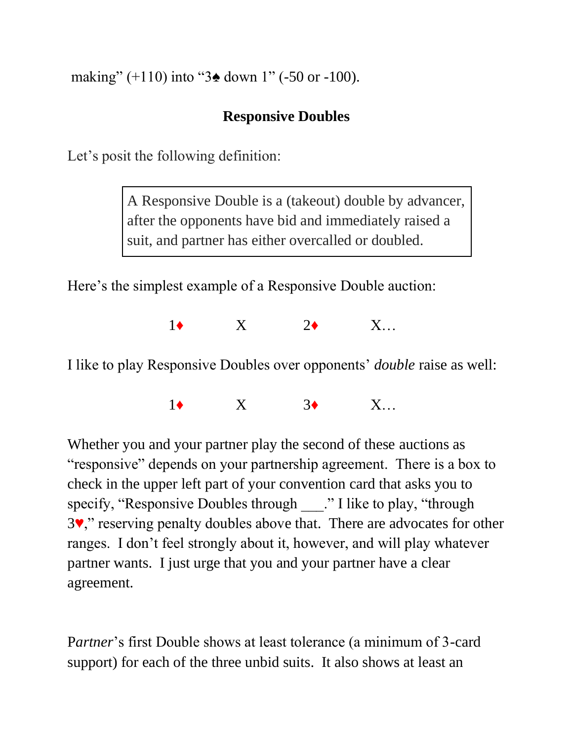making" (+110) into "3♠ down 1" (-50 or -100).

## Responsive Doubles

Let's posit the following definition:

> A Responsive Double is a (takeout) double by advancer, after the opponents have bid and immediately raised a suit, and partner has either overcalled or doubled.

Here's the simplest example of a Responsive Double auction:

1♦ X 2♦ X…

I like to play Responsive Doubles over opponents' *double* raise as well:

1♦ X 3♦ X…

Whether you and your partner play the second of these auctions as "responsive" depends on your partnership agreement. There is a box to check in the upper left part of your convention card that asks you to specify, "Responsive Doubles through ___." I like to play, "through 3♥," reserving penalty doubles above that. There are advocates for other ranges. I don't feel strongly about it, however, and will play whatever partner wants. I just urge that you and your partner have a clear agreement.

P*artner*'s first Double shows at least tolerance (a minimum of 3-card support) for each of the three unbid suits. It also shows at least an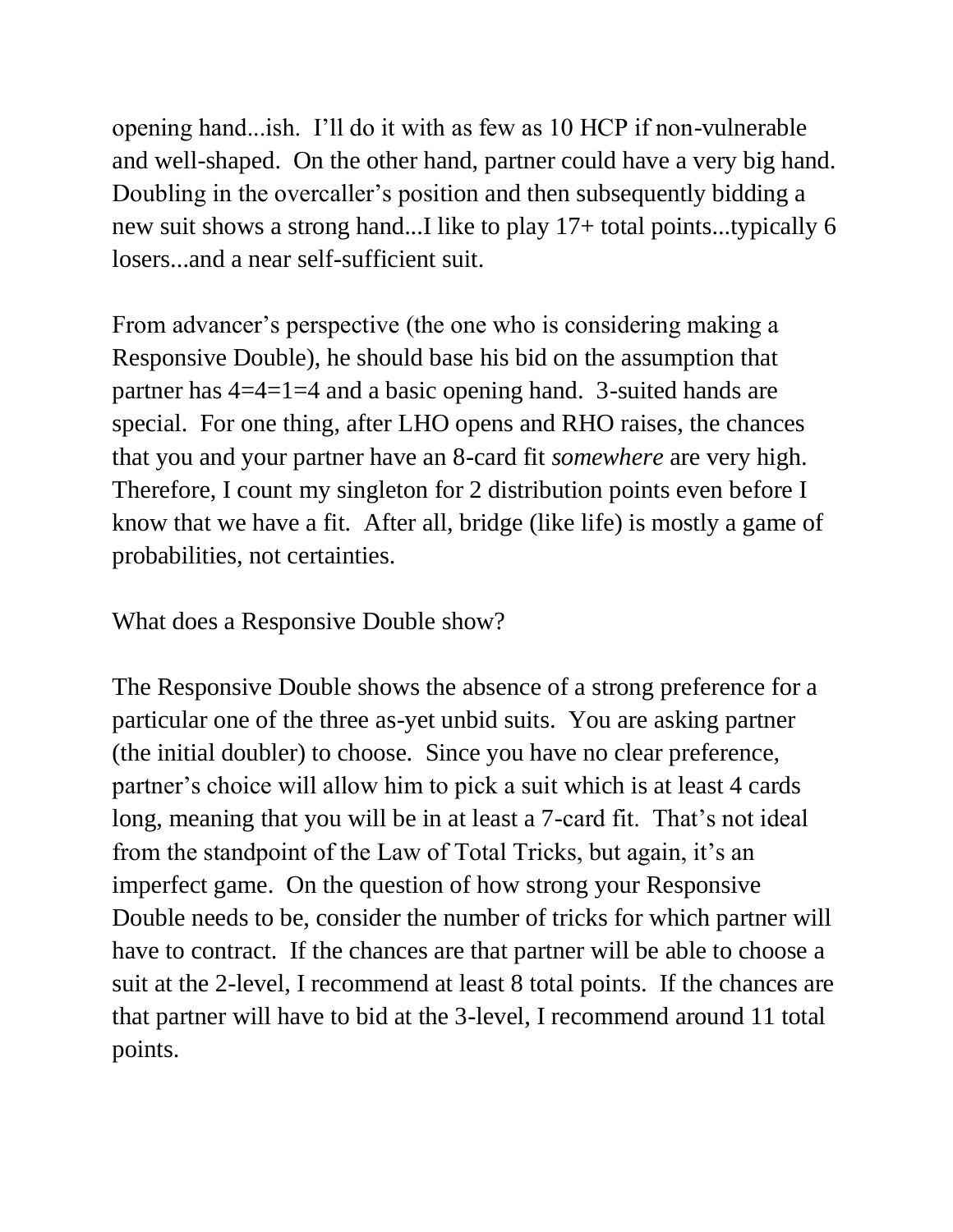opening hand...ish. I'll do it with as few as 10 HCP if non-vulnerable and well-shaped. On the other hand, partner could have a very big hand. Doubling in the overcaller's position and then subsequently bidding a new suit shows a strong hand...I like to play 17+ total points...typically 6 losers...and a near self-sufficient suit.

From advancer's perspective (the one who is considering making a Responsive Double), he should base his bid on the assumption that partner has 4=4=1=4 and a basic opening hand. 3-suited hands are special. For one thing, after LHO opens and RHO raises, the chances that you and your partner have an 8-card fit *somewhere* are very high. Therefore, I count my singleton for 2 distribution points even before I know that we have a fit. After all, bridge (like life) is mostly a game of probabilities, not certainties.

What does a Responsive Double show?

The Responsive Double shows the absence of a strong preference for a particular one of the three as-yet unbid suits. You are asking partner (the initial doubler) to choose. Since you have no clear preference, partner's choice will allow him to pick a suit which is at least 4 cards long, meaning that you will be in at least a 7-card fit. That's not ideal from the standpoint of the Law of Total Tricks, but again, it's an imperfect game. On the question of how strong your Responsive Double needs to be, consider the number of tricks for which partner will have to contract. If the chances are that partner will be able to choose a suit at the 2-level, I recommend at least 8 total points. If the chances are that partner will have to bid at the 3-level, I recommend around 11 total points.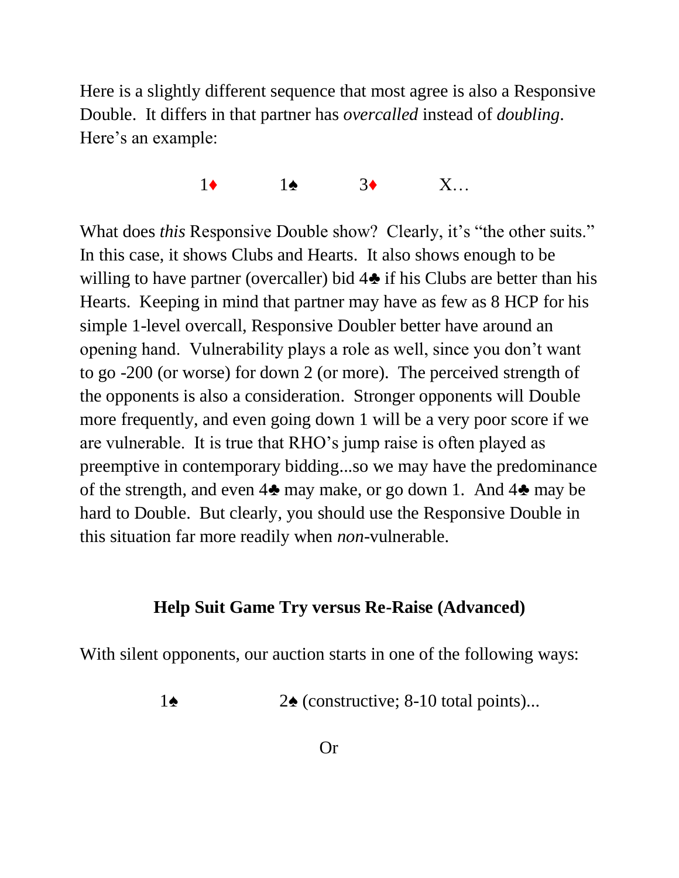Here is a slightly different sequence that most agree is also a Responsive Double. It differs in that partner has *overcalled* instead of *doubling*. Here's an example:

1♦ 1♠ 3♦ X…

What does *this* Responsive Double show? Clearly, it's "the other suits." In this case, it shows Clubs and Hearts. It also shows enough to be willing to have partner (overcaller) bid 4♣ if his Clubs are better than his Hearts. Keeping in mind that partner may have as few as 8 HCP for his simple 1-level overcall, Responsive Doubler better have around an opening hand. Vulnerability plays a role as well, since you don't want to go -200 (or worse) for down 2 (or more). The perceived strength of the opponents is also a consideration. Stronger opponents will Double more frequently, and even going down 1 will be a very poor score if we are vulnerable. It is true that RHO's jump raise is often played as preemptive in contemporary bidding...so we may have the predominance of the strength, and even 4♣ may make, or go down 1. And 4♣ may be hard to Double. But clearly, you should use the Responsive Double in this situation far more readily when *non*-vulnerable.

## Help Suit Game Try versus Re-Raise (Advanced)

With silent opponents, our auction starts in one of the following ways:

1♠ 2♠ (constructive; 8-10 total points)...

Or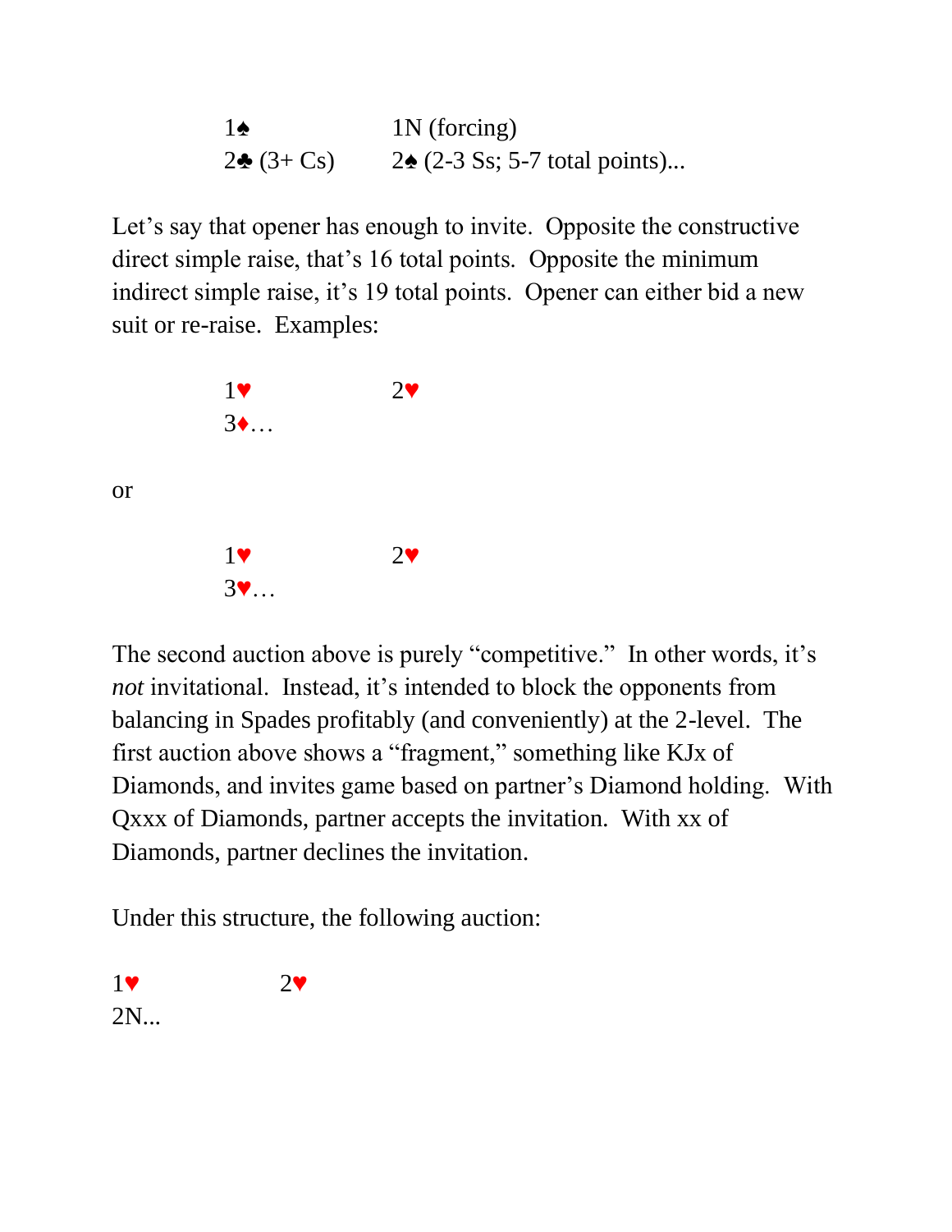| | |
|---|---|
| 1♠ | 1N (forcing) |
| 2♣ (3+ Cs) | 2♠ (2-3 Ss; 5-7 total points)... |

Let's say that opener has enough to invite. Opposite the constructive direct simple raise, that's 16 total points. Opposite the minimum indirect simple raise, it's 19 total points. Opener can either bid a new suit or re-raise. Examples:

| | |
|---|---|
| 1♥ | 2♥ |
| 3♦... | |

or

| | |
|---|---|
| 1♥ | 2♥ |
| 3♥... | |

The second auction above is purely "competitive." In other words, it's *not* invitational. Instead, it's intended to block the opponents from balancing in Spades profitably (and conveniently) at the 2-level. The first auction above shows a "fragment," something like KJx of Diamonds, and invites game based on partner's Diamond holding. With Qxxx of Diamonds, partner accepts the invitation. With xx of Diamonds, partner declines the invitation.

Under this structure, the following auction:

| | |
|---|---|
| 1♥ | 2♥ |
| 2N... | |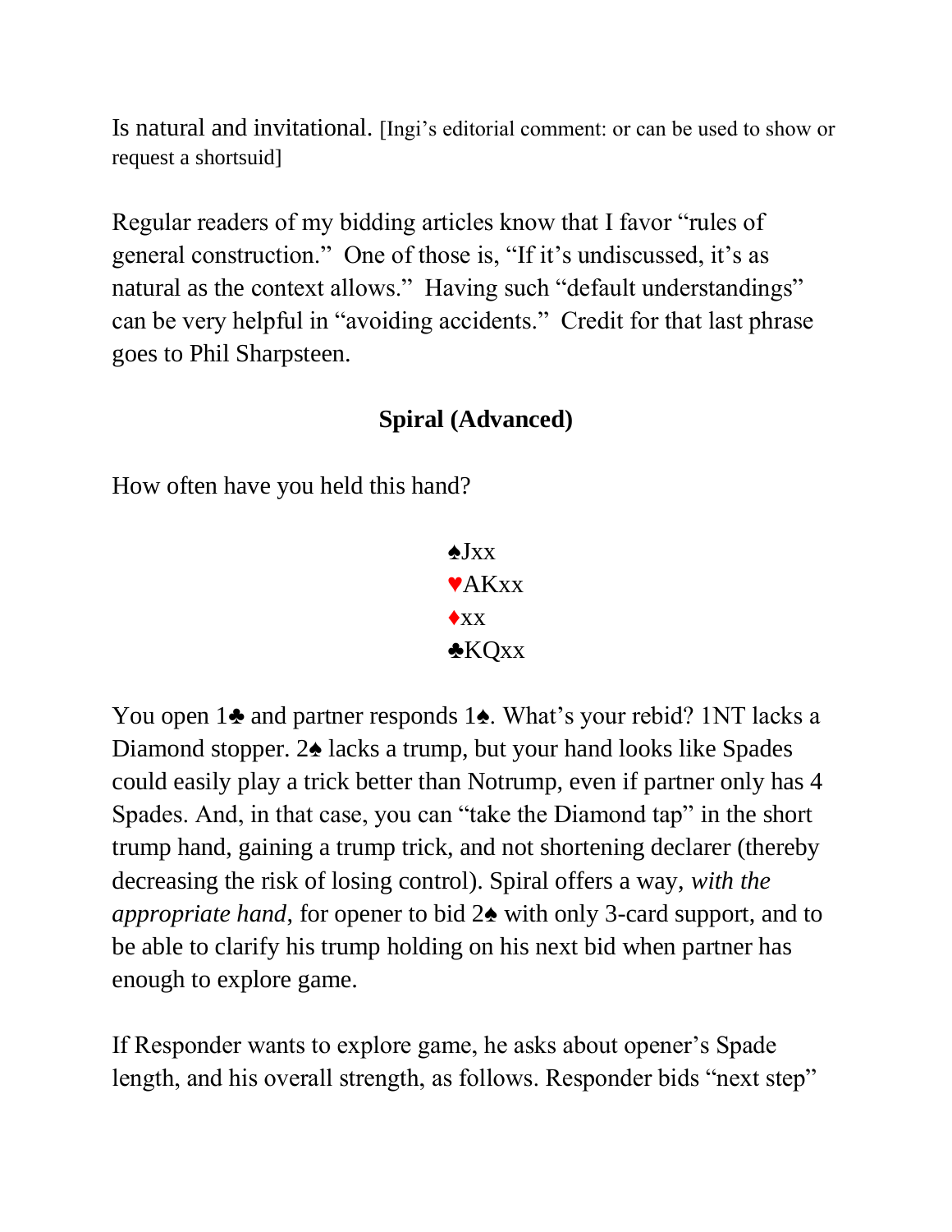Is natural and invitational. [Ingi's editorial comment: or can be used to show or request a shortsuid]

Regular readers of my bidding articles know that I favor "rules of general construction." One of those is, "If it's undiscussed, it's as natural as the context allows." Having such "default understandings" can be very helpful in "avoiding accidents." Credit for that last phrase goes to Phil Sharpsteen.

## Spiral (Advanced)

How often have you held this hand?

♠Jxx
♥AKxx
♦xx
♣KQxx

You open 1♣ and partner responds 1♠. What's your rebid? 1NT lacks a Diamond stopper. 2♠ lacks a trump, but your hand looks like Spades could easily play a trick better than Notrump, even if partner only has 4 Spades. And, in that case, you can "take the Diamond tap" in the short trump hand, gaining a trump trick, and not shortening declarer (thereby decreasing the risk of losing control). Spiral offers a way, *with the appropriate hand*, for opener to bid 2♠ with only 3-card support, and to be able to clarify his trump holding on his next bid when partner has enough to explore game.

If Responder wants to explore game, he asks about opener's Spade length, and his overall strength, as follows. Responder bids "next step"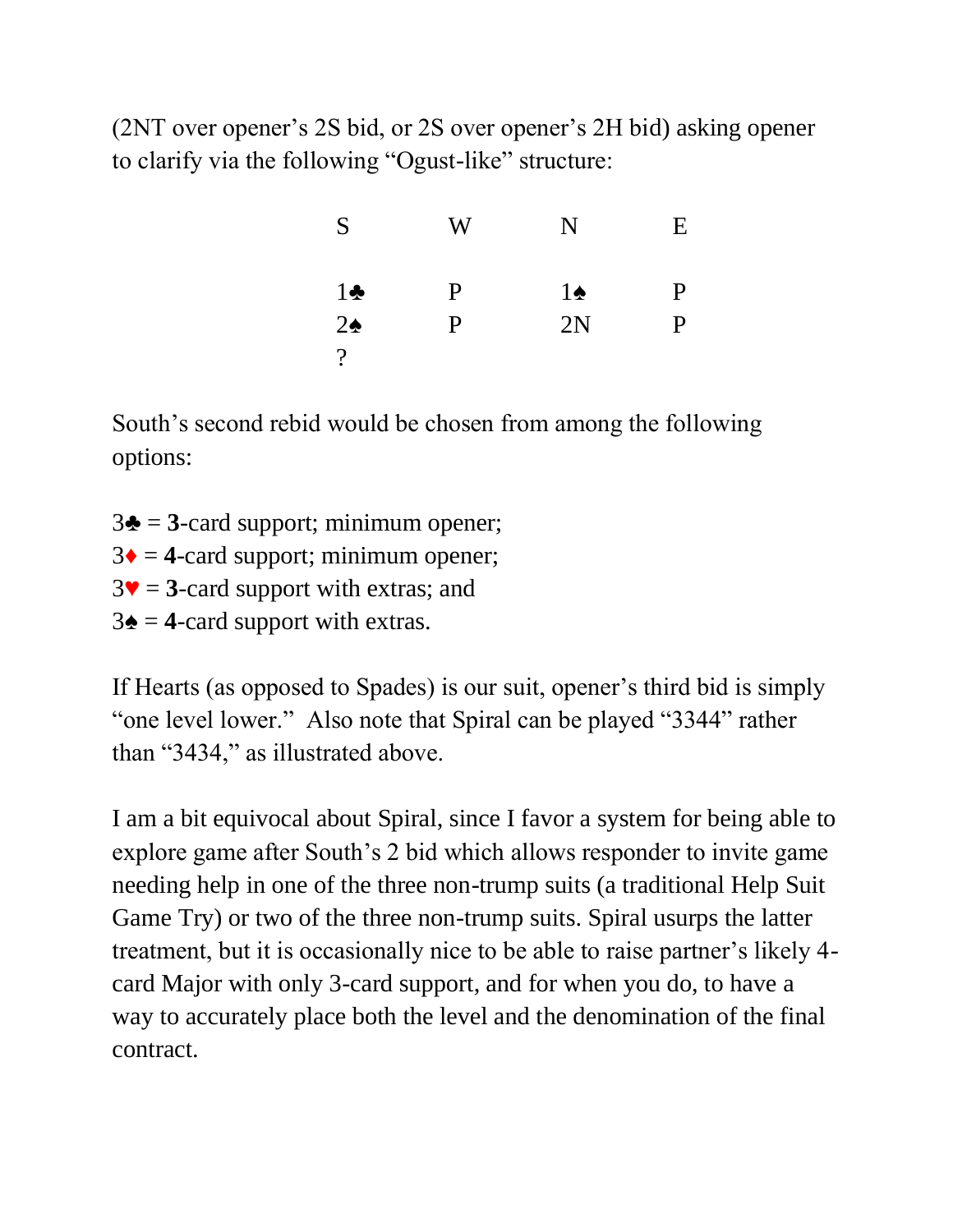(2NT over opener's 2S bid, or 2S over opener's 2H bid) asking opener to clarify via the following "Ogust-like" structure:

| S | W | N | E |
|---|---|---|---|
| 1♣ | P | 1♠ | P |
| 2♠ | P | 2N | P |
| ? | | | |

South's second rebid would be chosen from among the following options:

3♣ = **3**-card support; minimum opener;
3♦ = **4**-card support; minimum opener;
3♥ = **3**-card support with extras; and
3♠ = **4**-card support with extras.

If Hearts (as opposed to Spades) is our suit, opener's third bid is simply "one level lower." Also note that Spiral can be played "3344" rather than "3434," as illustrated above.

I am a bit equivocal about Spiral, since I favor a system for being able to explore game after South's 2 bid which allows responder to invite game needing help in one of the three non-trump suits (a traditional Help Suit Game Try) or two of the three non-trump suits. Spiral usurps the latter treatment, but it is occasionally nice to be able to raise partner's likely 4-card Major with only 3-card support, and for when you do, to have a way to accurately place both the level and the denomination of the final contract.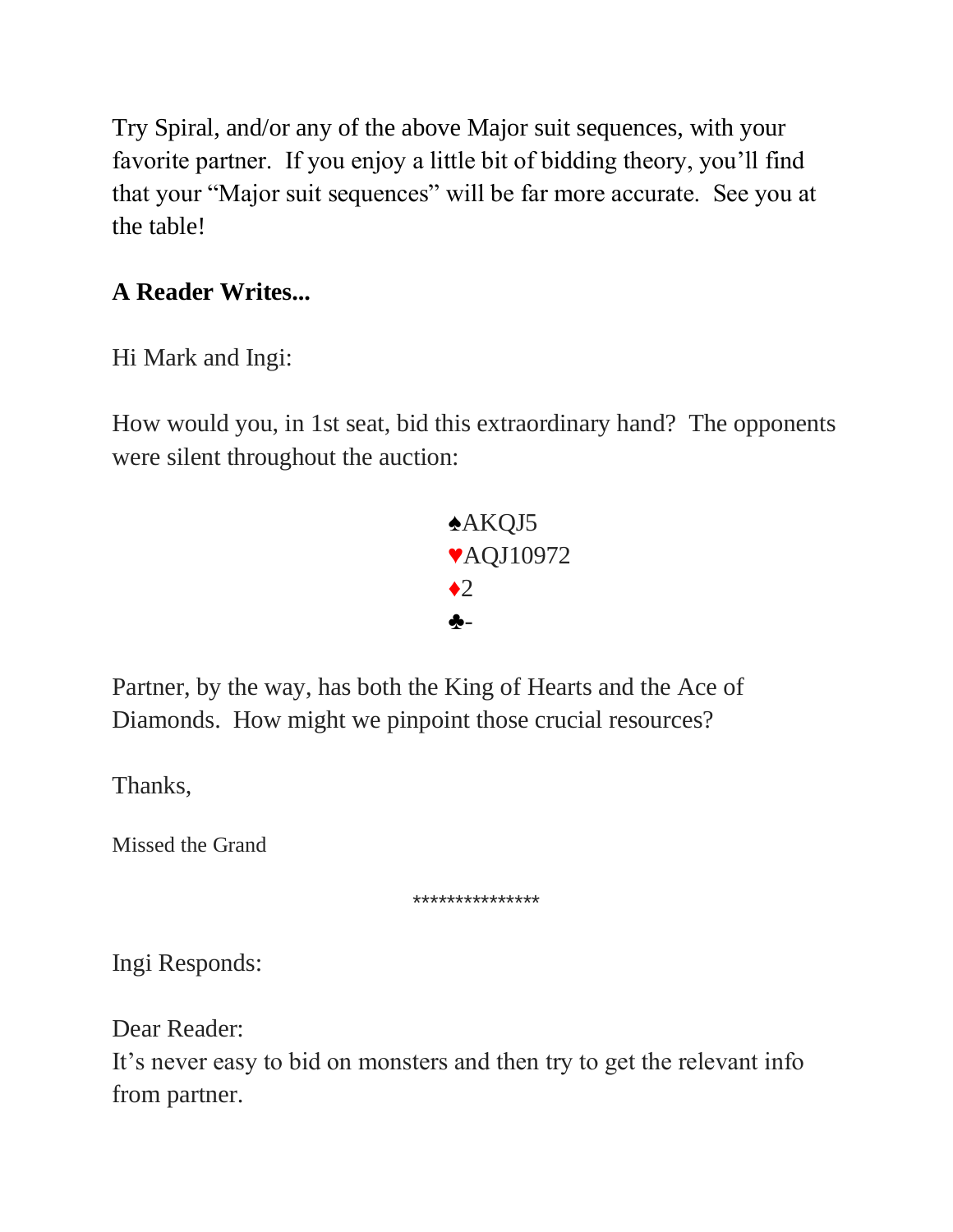Try Spiral, and/or any of the above Major suit sequences, with your favorite partner. If you enjoy a little bit of bidding theory, you'll find that your "Major suit sequences" will be far more accurate. See you at the table!

**A Reader Writes...**

Hi Mark and Ingi:

How would you, in 1st seat, bid this extraordinary hand? The opponents were silent throughout the auction:

♠AKQJ5
♥AQJ10972
♦2
♣-

Partner, by the way, has both the King of Hearts and the Ace of Diamonds. How might we pinpoint those crucial resources?

Thanks,

Missed the Grand

***************

Ingi Responds:

Dear Reader:
It's never easy to bid on monsters and then try to get the relevant info from partner.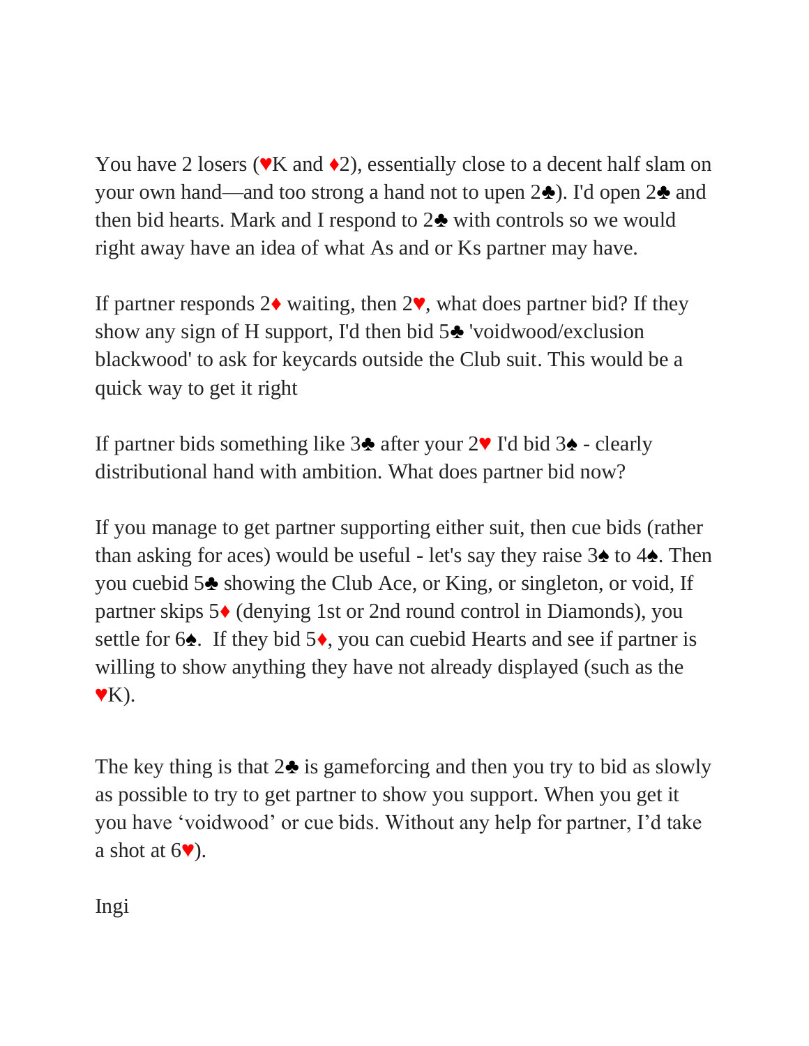You have 2 losers (♥K and ♦2), essentially close to a decent half slam on your own hand—and too strong a hand not to upen 2♣). I'd open 2♣ and then bid hearts. Mark and I respond to 2♣ with controls so we would right away have an idea of what As and or Ks partner may have.

If partner responds 2♦ waiting, then 2♥, what does partner bid? If they show any sign of H support, I'd then bid 5♣ 'voidwood/exclusion blackwood' to ask for keycards outside the Club suit. This would be a quick way to get it right

If partner bids something like 3♣ after your 2♥ I'd bid 3♠ - clearly distributional hand with ambition. What does partner bid now?

If you manage to get partner supporting either suit, then cue bids (rather than asking for aces) would be useful - let's say they raise 3♠ to 4♠. Then you cuebid 5♣ showing the Club Ace, or King, or singleton, or void, If partner skips 5♦ (denying 1st or 2nd round control in Diamonds), you settle for 6♠.  If they bid 5♦, you can cuebid Hearts and see if partner is willing to show anything they have not already displayed (such as the ♥K).

The key thing is that 2♣ is gameforcing and then you try to bid as slowly as possible to try to get partner to show you support. When you get it you have 'voidwood' or cue bids. Without any help for partner, I'd take a shot at 6♥).

Ingi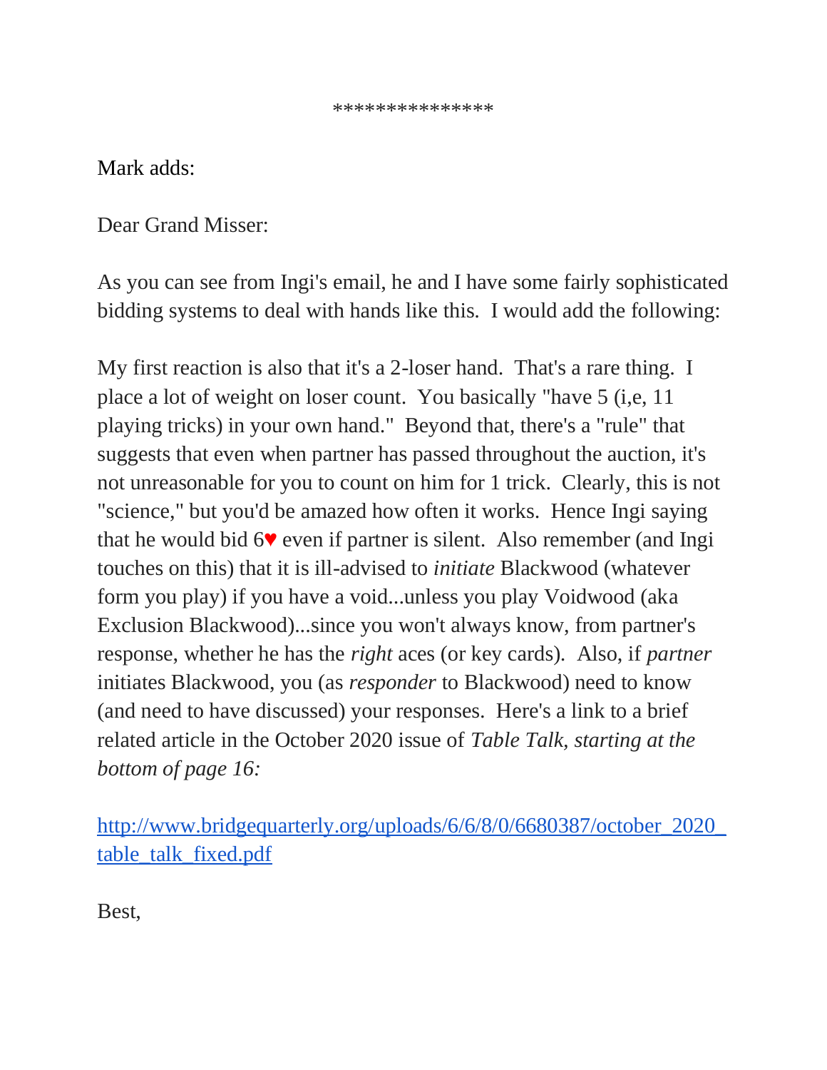***************

Mark adds:

Dear Grand Misser:

As you can see from Ingi's email, he and I have some fairly sophisticated bidding systems to deal with hands like this.  I would add the following:

My first reaction is also that it's a 2-loser hand.  That's a rare thing.  I place a lot of weight on loser count.  You basically "have 5 (i,e, 11 playing tricks) in your own hand."  Beyond that, there's a "rule" that suggests that even when partner has passed throughout the auction, it's not unreasonable for you to count on him for 1 trick.  Clearly, this is not "science," but you'd be amazed how often it works.  Hence Ingi saying that he would bid 6♥ even if partner is silent.  Also remember (and Ingi touches on this) that it is ill-advised to *initiate* Blackwood (whatever form you play) if you have a void...unless you play Voidwood (aka Exclusion Blackwood)...since you won't always know, from partner's response, whether he has the *right* aces (or key cards).  Also, if *partner* initiates Blackwood, you (as *responder* to Blackwood) need to know (and need to have discussed) your responses.  Here's a link to a brief related article in the October 2020 issue of *Table Talk, starting at the bottom of page 16:*

[http://www.bridgequarterly.org/uploads/6/6/8/0/6680387/october_2020_table_talk_fixed.pdf](http://www.bridgequarterly.org/uploads/6/6/8/0/6680387/october_2020_table_talk_fixed.pdf)

Best,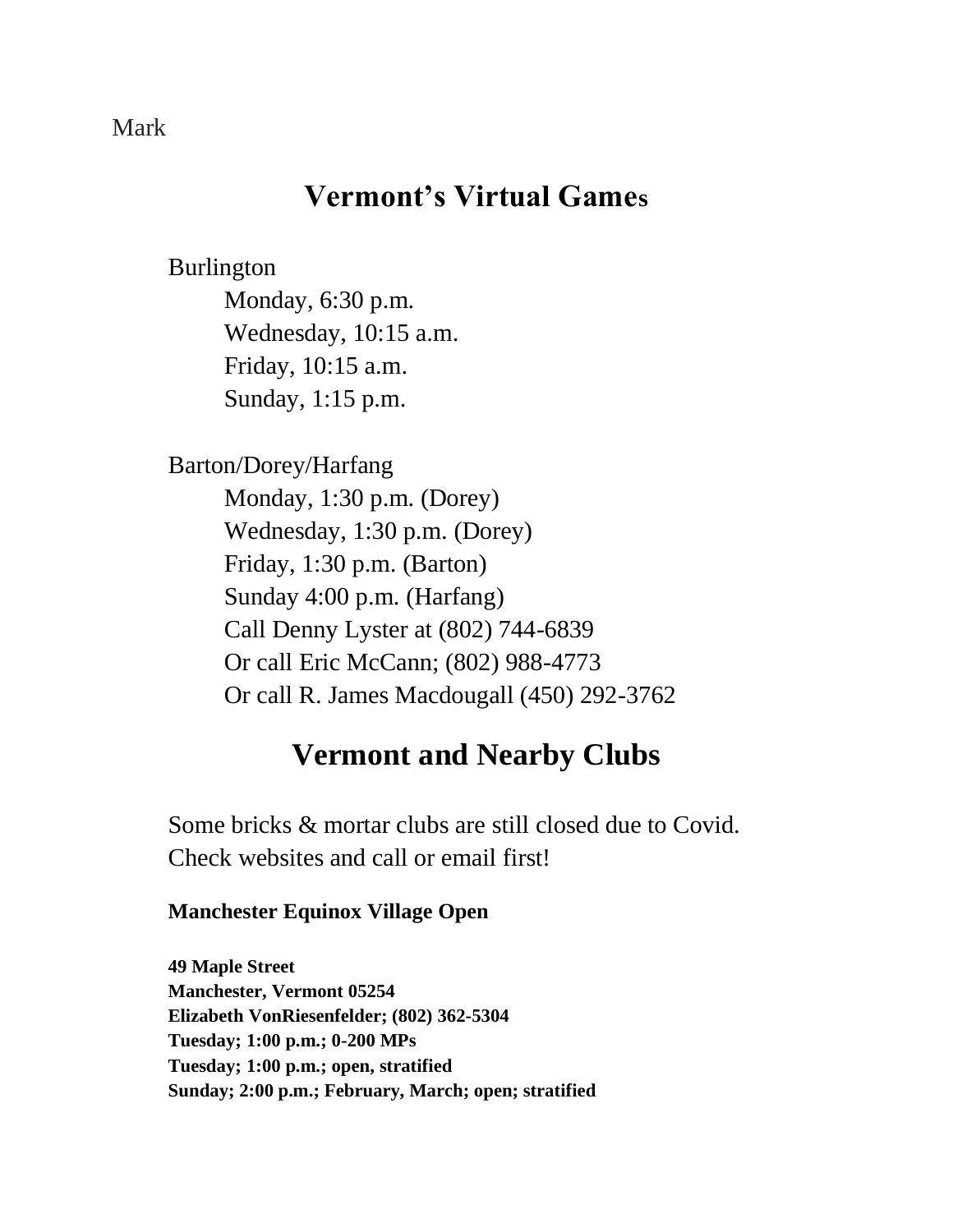Mark

## Vermont's Virtual Games

Burlington

- Monday, 6:30 p.m.
- Wednesday, 10:15 a.m.
- Friday, 10:15 a.m.
- Sunday, 1:15 p.m.

Barton/Dorey/Harfang

- Monday, 1:30 p.m. (Dorey)
- Wednesday, 1:30 p.m. (Dorey)
- Friday, 1:30 p.m. (Barton)
- Sunday 4:00 p.m. (Harfang)
- Call Denny Lyster at (802) 744-6839
- Or call Eric McCann; (802) 988-4773
- Or call R. James Macdougall (450) 292-3762

## Vermont and Nearby Clubs

Some bricks & mortar clubs are still closed due to Covid. Check websites and call or email first!

**Manchester Equinox Village Open**

**49 Maple Street**
**Manchester, Vermont 05254**
**Elizabeth VonRiesenfelder; (802) 362-5304**
**Tuesday; 1:00 p.m.; 0-200 MPs**
**Tuesday; 1:00 p.m.; open, stratified**
**Sunday; 2:00 p.m.; February, March; open; stratified**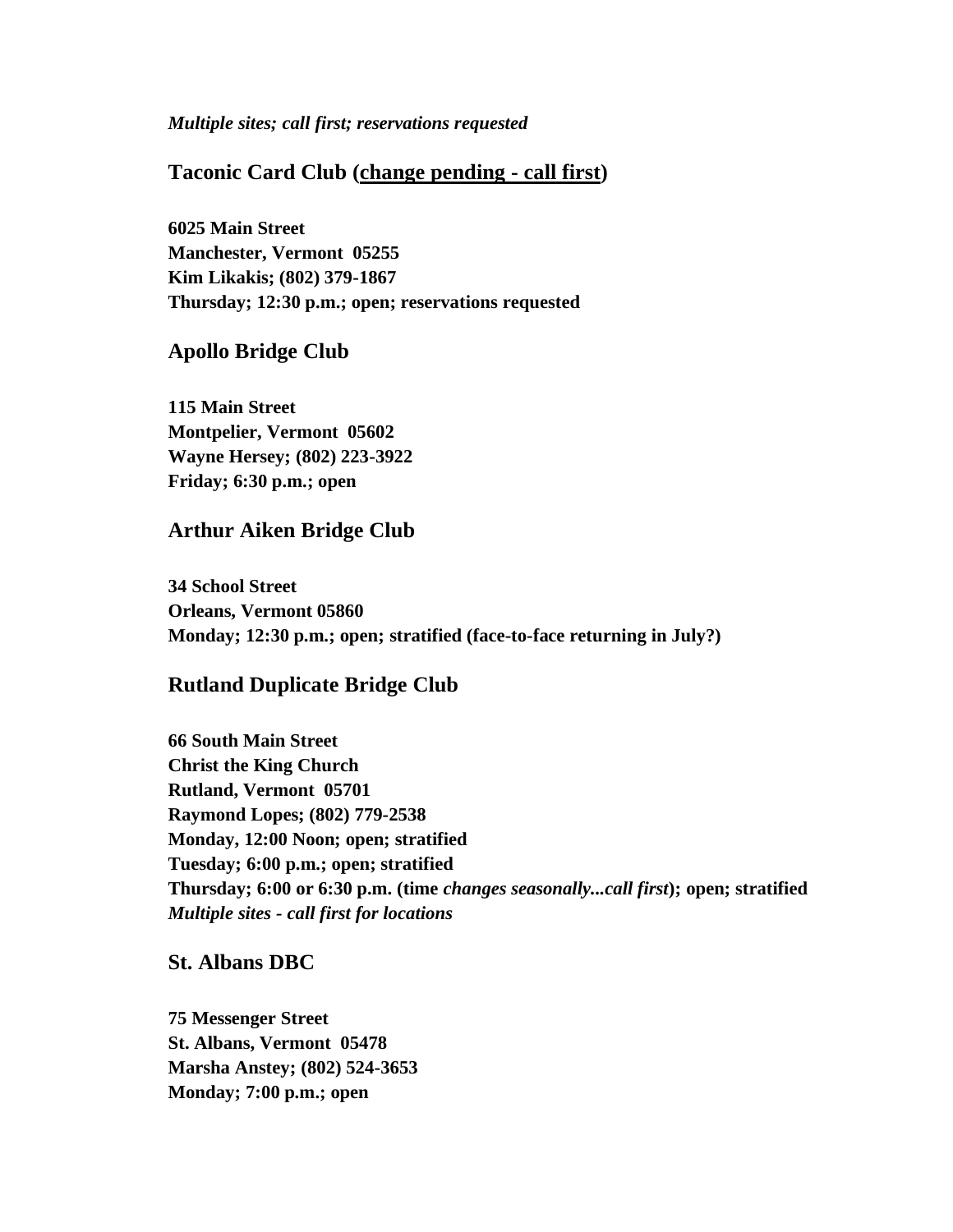***Multiple sites; call first; reservations requested***

## Taconic Card Club (<u>change pending - call first</u>)

**6025 Main Street**
**Manchester, Vermont 05255**
**Kim Likakis; (802) 379-1867**
**Thursday; 12:30 p.m.; open; reservations requested**

## Apollo Bridge Club

**115 Main Street**
**Montpelier, Vermont 05602**
**Wayne Hersey; (802) 223-3922**
**Friday; 6:30 p.m.; open**

## Arthur Aiken Bridge Club

**34 School Street**
**Orleans, Vermont 05860**
**Monday; 12:30 p.m.; open; stratified (face-to-face returning in July?)**

## Rutland Duplicate Bridge Club

**66 South Main Street**
**Christ the King Church**
**Rutland, Vermont 05701**
**Raymond Lopes; (802) 779-2538**
**Monday, 12:00 Noon; open; stratified**
**Tuesday; 6:00 p.m.; open; stratified**
**Thursday; 6:00 or 6:30 p.m. (time *changes seasonally...call first*); open; stratified**
***Multiple sites - call first for locations***

## St. Albans DBC

**75 Messenger Street**
**St. Albans, Vermont 05478**
**Marsha Anstey; (802) 524-3653**
**Monday; 7:00 p.m.; open**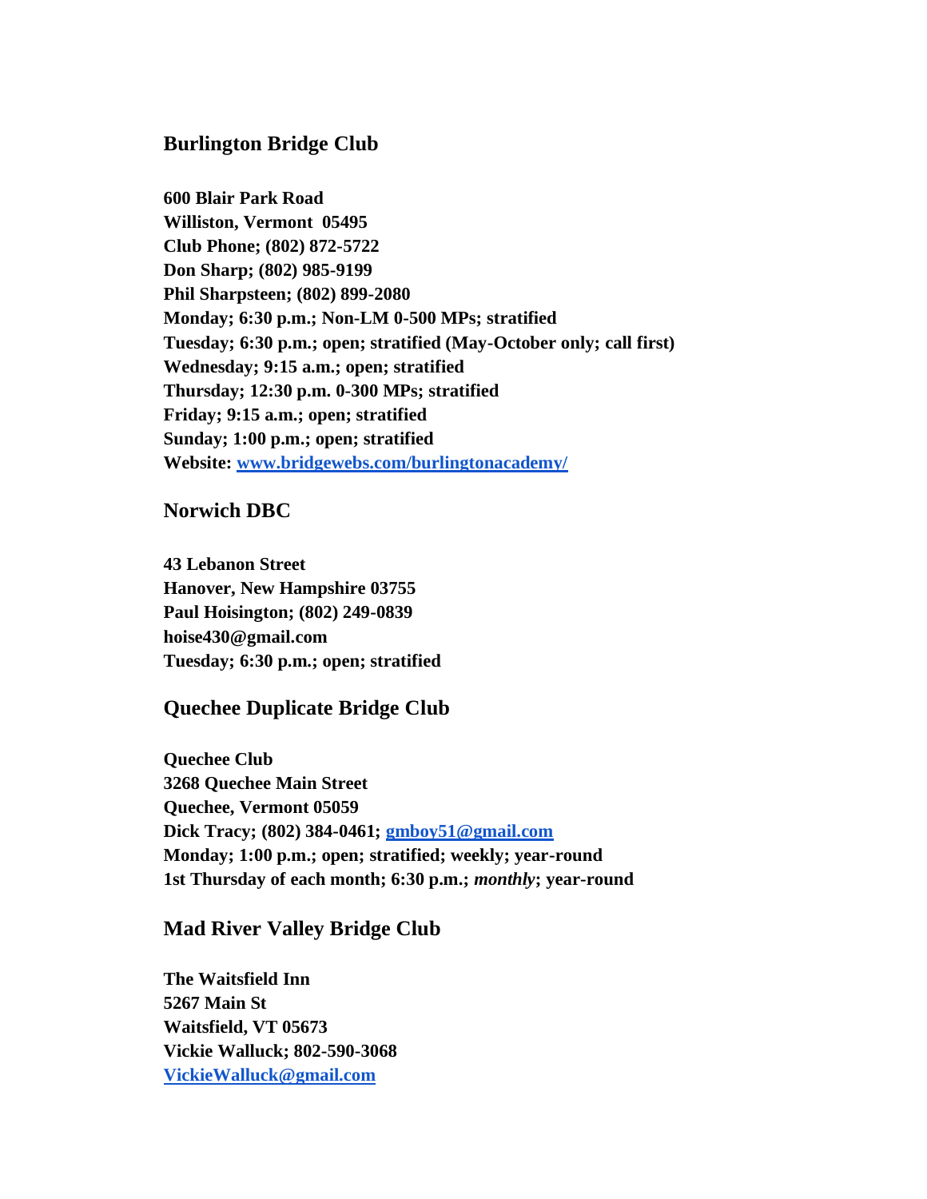## Burlington Bridge Club

**600 Blair Park Road**
**Williston, Vermont 05495**
**Club Phone; (802) 872-5722**
**Don Sharp; (802) 985-9199**
**Phil Sharpsteen; (802) 899-2080**
**Monday; 6:30 p.m.; Non-LM 0-500 MPs; stratified**
**Tuesday; 6:30 p.m.; open; stratified (May-October only; call first)**
**Wednesday; 9:15 a.m.; open; stratified**
**Thursday; 12:30 p.m. 0-300 MPs; stratified**
**Friday; 9:15 a.m.; open; stratified**
**Sunday; 1:00 p.m.; open; stratified**
**Website: [www.bridgewebs.com/burlingtonacademy/](www.bridgewebs.com/burlingtonacademy/)**

## Norwich DBC

**43 Lebanon Street**
**Hanover, New Hampshire 03755**
**Paul Hoisington; (802) 249-0839**
**hoise430@gmail.com**
**Tuesday; 6:30 p.m.; open; stratified**

## Quechee Duplicate Bridge Club

**Quechee Club**
**3268 Quechee Main Street**
**Quechee, Vermont 05059**
**Dick Tracy; (802) 384-0461; [gmboy51@gmail.com](mailto:gmboy51@gmail.com)**
**Monday; 1:00 p.m.; open; stratified; weekly; year-round**
**1st Thursday of each month; 6:30 p.m.; *monthly*; year-round**

## Mad River Valley Bridge Club

**The Waitsfield Inn**
**5267 Main St**
**Waitsfield, VT 05673**
**Vickie Walluck; 802-590-3068**
**[VickieWalluck@gmail.com](mailto:VickieWalluck@gmail.com)**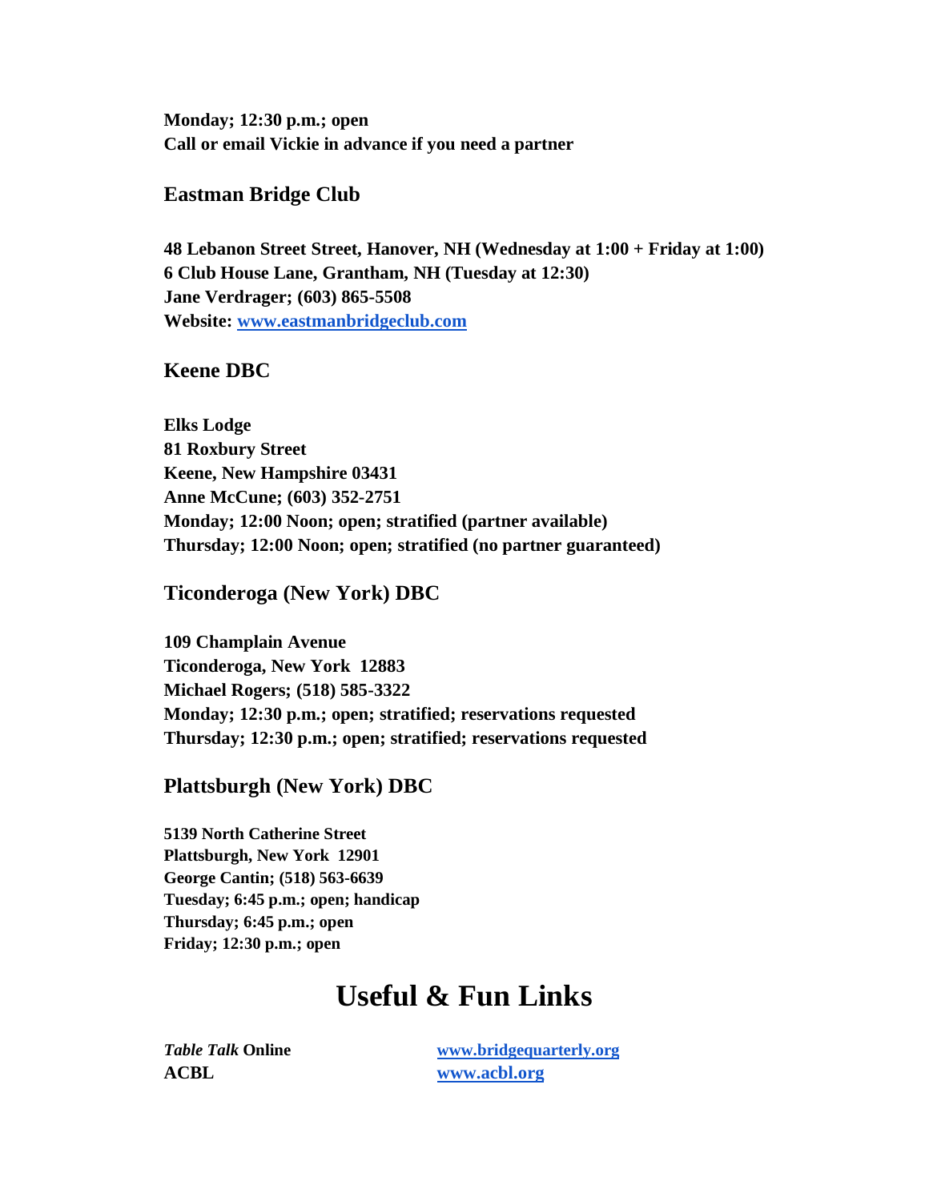**Monday; 12:30 p.m.; open**
**Call or email Vickie in advance if you need a partner**

### Eastman Bridge Club

**48 Lebanon Street Street, Hanover, NH (Wednesday at 1:00 + Friday at 1:00)**
**6 Club House Lane, Grantham, NH (Tuesday at 12:30)**
**Jane Verdrager; (603) 865-5508**
**Website: [www.eastmanbridgeclub.com](http://www.eastmanbridgeclub.com)**

### Keene DBC

**Elks Lodge**
**81 Roxbury Street**
**Keene, New Hampshire 03431**
**Anne McCune; (603) 352-2751**
**Monday; 12:00 Noon; open; stratified (partner available)**
**Thursday; 12:00 Noon; open; stratified (no partner guaranteed)**

### Ticonderoga (New York) DBC

**109 Champlain Avenue**
**Ticonderoga, New York 12883**
**Michael Rogers; (518) 585-3322**
**Monday; 12:30 p.m.; open; stratified; reservations requested**
**Thursday; 12:30 p.m.; open; stratified; reservations requested**

### Plattsburgh (New York) DBC

**5139 North Catherine Street**
**Plattsburgh, New York 12901**
**George Cantin; (518) 563-6639**
**Tuesday; 6:45 p.m.; open; handicap**
**Thursday; 6:45 p.m.; open**
**Friday; 12:30 p.m.; open**

# Useful & Fun Links

| | |
|---|---|
| ***Table Talk* Online** | [www.bridgequarterly.org](http://www.bridgequarterly.org) |
| **ACBL** | [www.acbl.org](http://www.acbl.org) |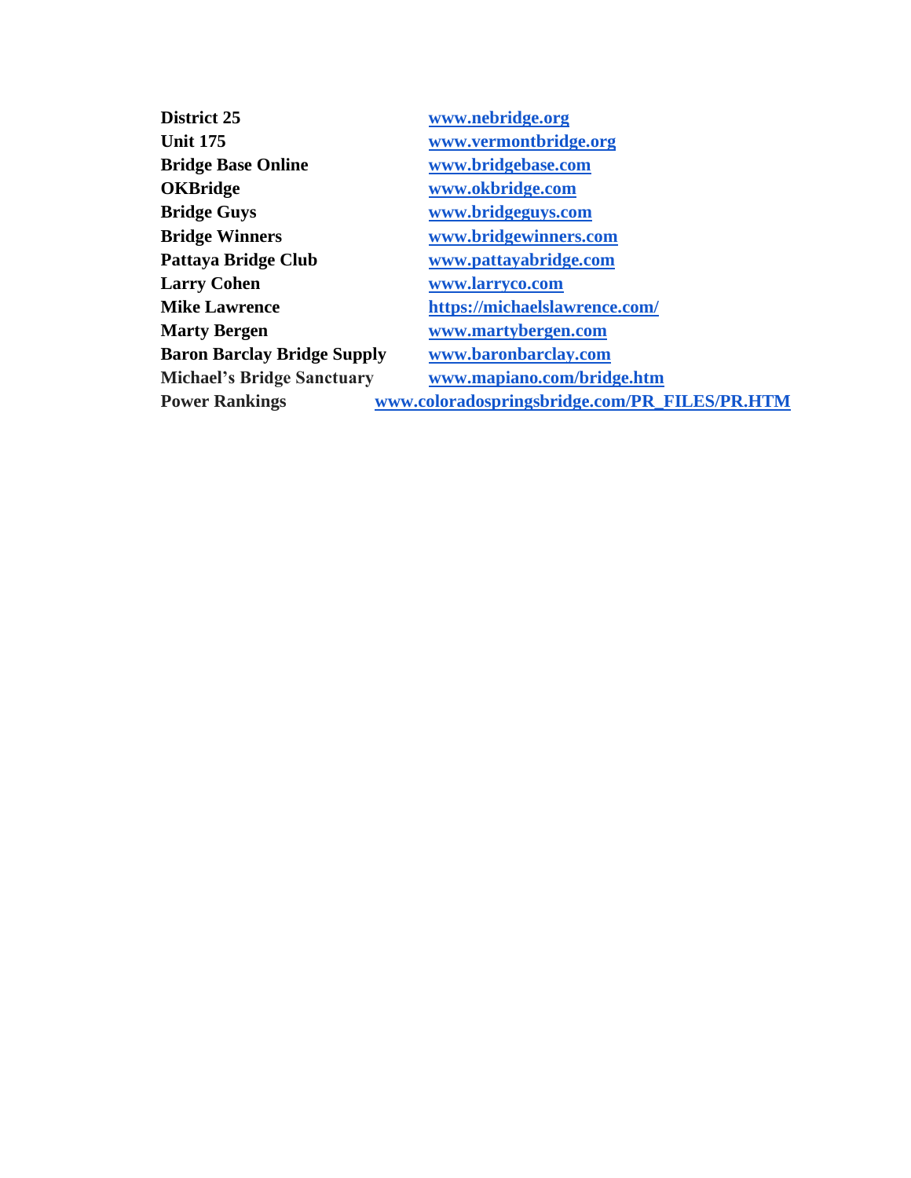| | |
|---|---|
| **District 25** | **www.nebridge.org** |
| **Unit 175** | **www.vermontbridge.org** |
| **Bridge Base Online** | **www.bridgebase.com** |
| **OKBridge** | **www.okbridge.com** |
| **Bridge Guys** | **www.bridgeguys.com** |
| **Bridge Winners** | **www.bridgewinners.com** |
| **Pattaya Bridge Club** | **www.pattayabridge.com** |
| **Larry Cohen** | **www.larryco.com** |
| **Mike Lawrence** | **https://michaelslawrence.com/** |
| **Marty Bergen** | **www.martybergen.com** |
| **Baron Barclay Bridge Supply** | **www.baronbarclay.com** |
| **Michael's Bridge Sanctuary** | **www.mapiano.com/bridge.htm** |
| **Power Rankings** | **www.coloradospringsbridge.com/PR_FILES/PR.HTM** |